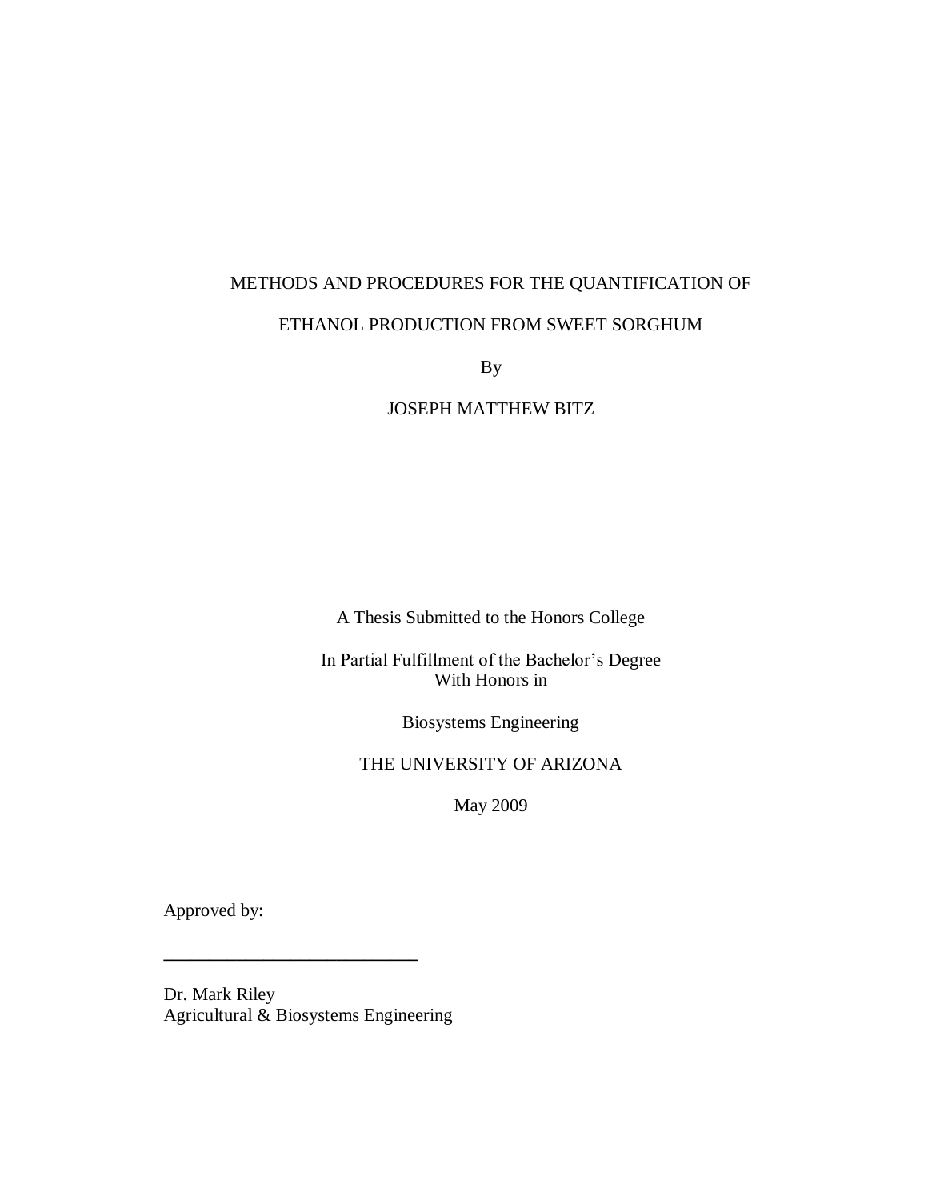# METHODS AND PROCEDURES FOR THE QUANTIFICATION OF ETHANOL PRODUCTION FROM SWEET SORGHUM

By

JOSEPH MATTHEW BITZ

A Thesis Submitted to the Honors College

In Partial Fulfillment of the Bachelor's Degree
With Honors in

Biosystems Engineering

THE UNIVERSITY OF ARIZONA

May 2009

Approved by:

\_\_\_\_\_\_\_\_\_\_\_\_\_\_\_\_\_\_\_\_\_\_\_\_\_\_\_\_

Dr. Mark Riley
Agricultural & Biosystems Engineering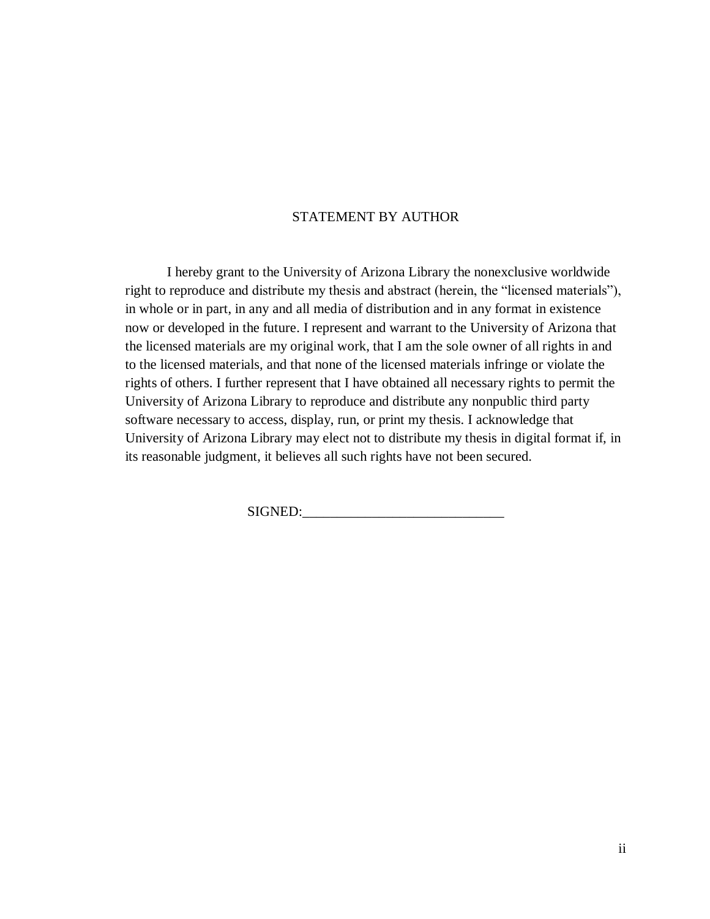# STATEMENT BY AUTHOR

I hereby grant to the University of Arizona Library the nonexclusive worldwide right to reproduce and distribute my thesis and abstract (herein, the "licensed materials"), in whole or in part, in any and all media of distribution and in any format in existence now or developed in the future. I represent and warrant to the University of Arizona that the licensed materials are my original work, that I am the sole owner of all rights in and to the licensed materials, and that none of the licensed materials infringe or violate the rights of others. I further represent that I have obtained all necessary rights to permit the University of Arizona Library to reproduce and distribute any nonpublic third party software necessary to access, display, run, or print my thesis. I acknowledge that University of Arizona Library may elect not to distribute my thesis in digital format if, in its reasonable judgment, it believes all such rights have not been secured.

SIGNED:_____________________________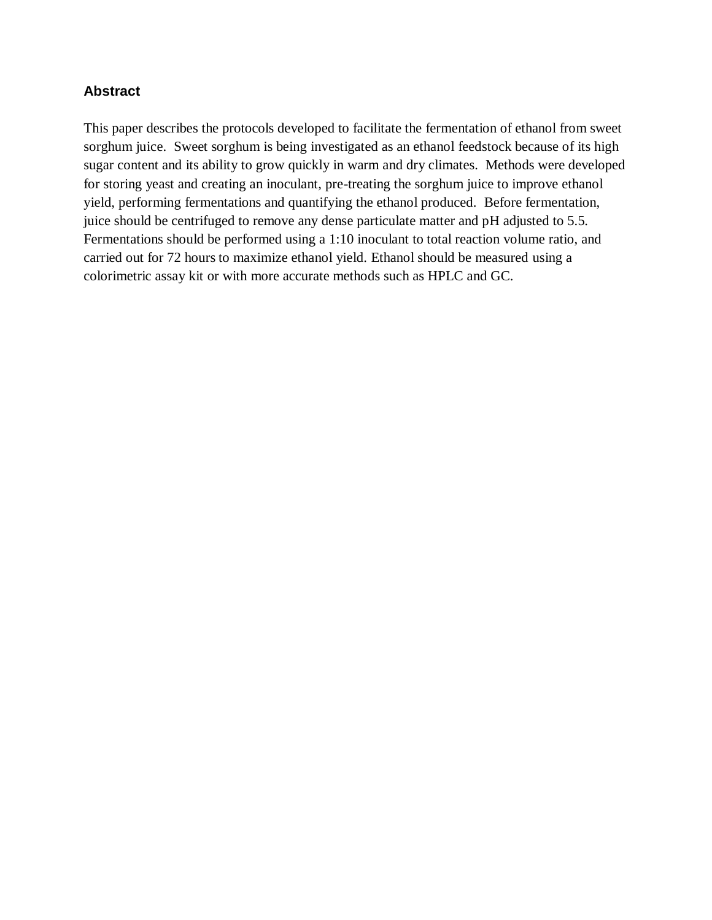## Abstract

This paper describes the protocols developed to facilitate the fermentation of ethanol from sweet sorghum juice. Sweet sorghum is being investigated as an ethanol feedstock because of its high sugar content and its ability to grow quickly in warm and dry climates. Methods were developed for storing yeast and creating an inoculant, pre-treating the sorghum juice to improve ethanol yield, performing fermentations and quantifying the ethanol produced. Before fermentation, juice should be centrifuged to remove any dense particulate matter and pH adjusted to 5.5. Fermentations should be performed using a 1:10 inoculant to total reaction volume ratio, and carried out for 72 hours to maximize ethanol yield. Ethanol should be measured using a colorimetric assay kit or with more accurate methods such as HPLC and GC.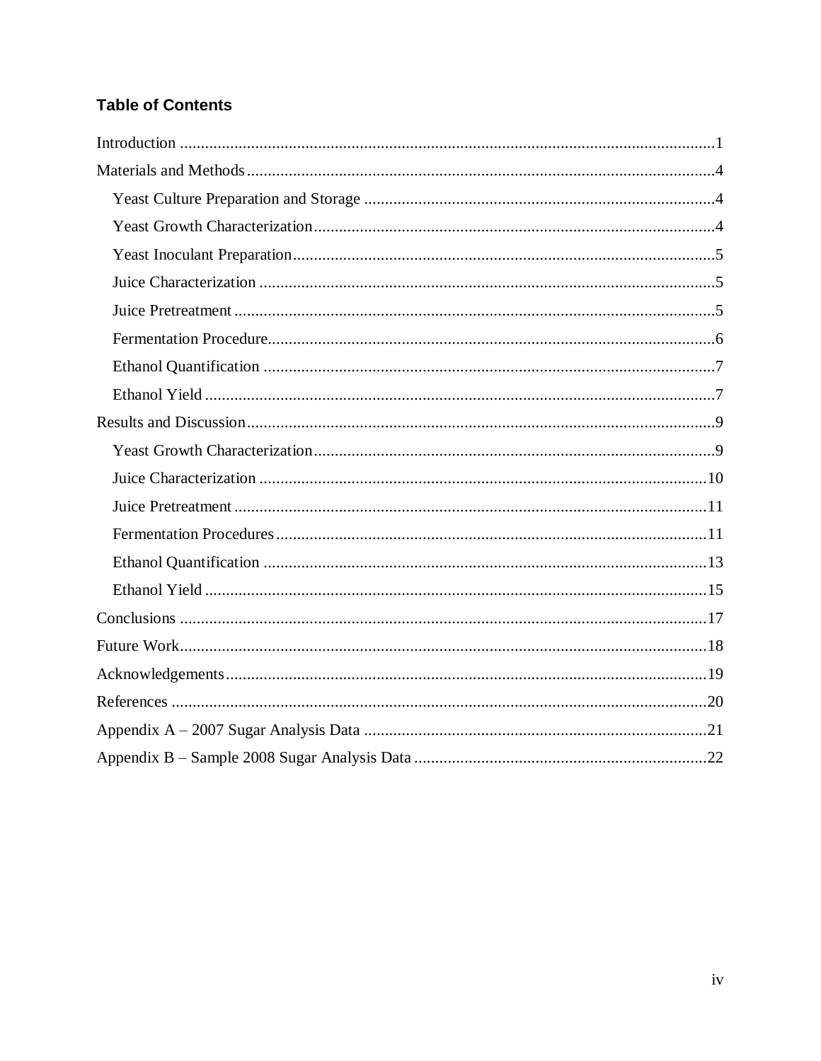## Table of Contents

Introduction ................................................................................................................1

Materials and Methods...............................................................................................4

- Yeast Culture Preparation and Storage ...................................................................4
- Yeast Growth Characterization................................................................................4
- Yeast Inoculant Preparation.....................................................................................5
- Juice Characterization .............................................................................................5
- Juice Pretreatment ...................................................................................................5
- Fermentation Procedure...........................................................................................6
- Ethanol Quantification ............................................................................................7
- Ethanol Yield ..........................................................................................................7

Results and Discussion................................................................................................9

- Yeast Growth Characterization................................................................................9
- Juice Characterization ...........................................................................................10
- Juice Pretreatment .................................................................................................11
- Fermentation Procedures.......................................................................................11
- Ethanol Quantification ..........................................................................................13
- Ethanol Yield ........................................................................................................15

Conclusions ..............................................................................................................17

Future Work..............................................................................................................18

Acknowledgements...................................................................................................19

References ................................................................................................................20

Appendix A – 2007 Sugar Analysis Data ..................................................................21

Appendix B – Sample 2008 Sugar Analysis Data ......................................................22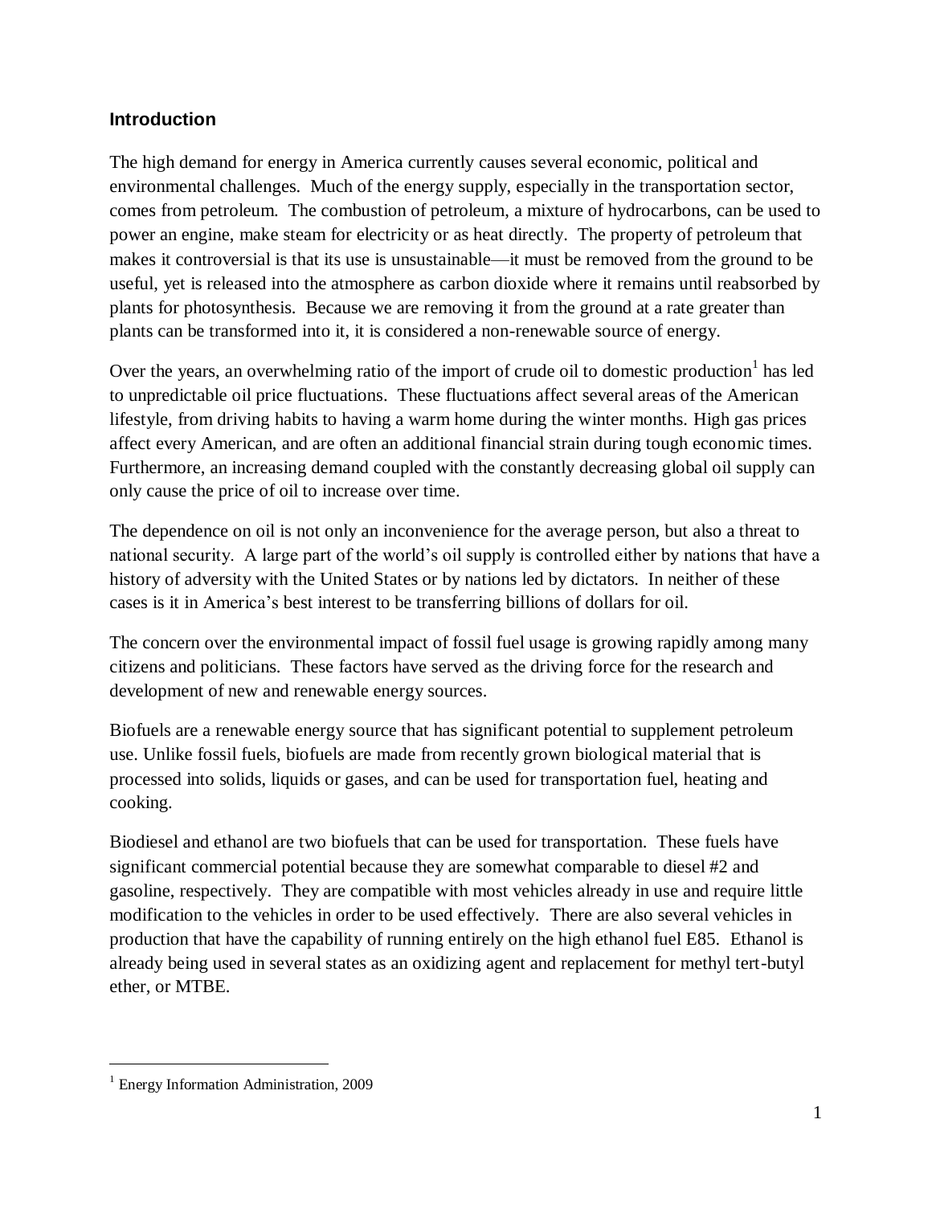## Introduction

The high demand for energy in America currently causes several economic, political and environmental challenges. Much of the energy supply, especially in the transportation sector, comes from petroleum. The combustion of petroleum, a mixture of hydrocarbons, can be used to power an engine, make steam for electricity or as heat directly. The property of petroleum that makes it controversial is that its use is unsustainable—it must be removed from the ground to be useful, yet is released into the atmosphere as carbon dioxide where it remains until reabsorbed by plants for photosynthesis. Because we are removing it from the ground at a rate greater than plants can be transformed into it, it is considered a non-renewable source of energy.

Over the years, an overwhelming ratio of the import of crude oil to domestic production[1] has led to unpredictable oil price fluctuations. These fluctuations affect several areas of the American lifestyle, from driving habits to having a warm home during the winter months. High gas prices affect every American, and are often an additional financial strain during tough economic times. Furthermore, an increasing demand coupled with the constantly decreasing global oil supply can only cause the price of oil to increase over time.

The dependence on oil is not only an inconvenience for the average person, but also a threat to national security. A large part of the world's oil supply is controlled either by nations that have a history of adversity with the United States or by nations led by dictators. In neither of these cases is it in America's best interest to be transferring billions of dollars for oil.

The concern over the environmental impact of fossil fuel usage is growing rapidly among many citizens and politicians. These factors have served as the driving force for the research and development of new and renewable energy sources.

Biofuels are a renewable energy source that has significant potential to supplement petroleum use. Unlike fossil fuels, biofuels are made from recently grown biological material that is processed into solids, liquids or gases, and can be used for transportation fuel, heating and cooking.

Biodiesel and ethanol are two biofuels that can be used for transportation. These fuels have significant commercial potential because they are somewhat comparable to diesel #2 and gasoline, respectively. They are compatible with most vehicles already in use and require little modification to the vehicles in order to be used effectively. There are also several vehicles in production that have the capability of running entirely on the high ethanol fuel E85. Ethanol is already being used in several states as an oxidizing agent and replacement for methyl tert-butyl ether, or MTBE.

---

[1] Energy Information Administration, 2009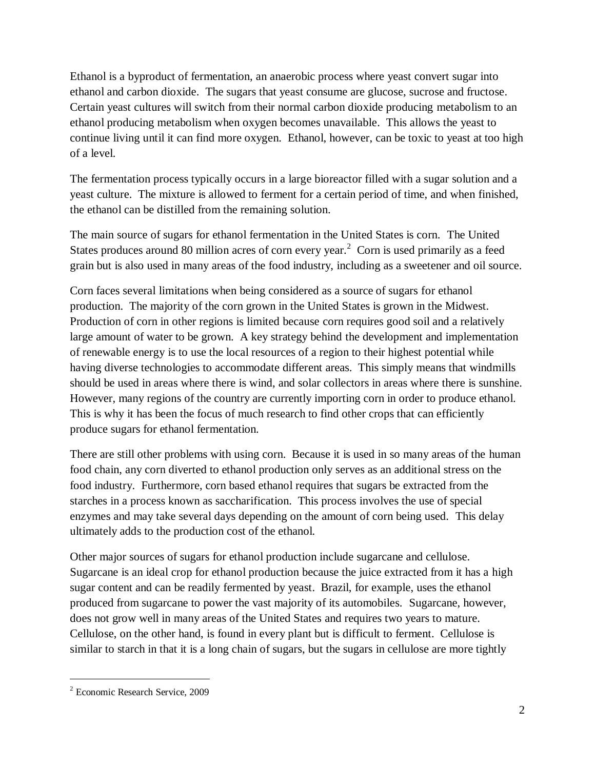Ethanol is a byproduct of fermentation, an anaerobic process where yeast convert sugar into ethanol and carbon dioxide. The sugars that yeast consume are glucose, sucrose and fructose. Certain yeast cultures will switch from their normal carbon dioxide producing metabolism to an ethanol producing metabolism when oxygen becomes unavailable. This allows the yeast to continue living until it can find more oxygen. Ethanol, however, can be toxic to yeast at too high of a level.

The fermentation process typically occurs in a large bioreactor filled with a sugar solution and a yeast culture. The mixture is allowed to ferment for a certain period of time, and when finished, the ethanol can be distilled from the remaining solution.

The main source of sugars for ethanol fermentation in the United States is corn. The United States produces around 80 million acres of corn every year.[2] Corn is used primarily as a feed grain but is also used in many areas of the food industry, including as a sweetener and oil source.

Corn faces several limitations when being considered as a source of sugars for ethanol production. The majority of the corn grown in the United States is grown in the Midwest. Production of corn in other regions is limited because corn requires good soil and a relatively large amount of water to be grown. A key strategy behind the development and implementation of renewable energy is to use the local resources of a region to their highest potential while having diverse technologies to accommodate different areas. This simply means that windmills should be used in areas where there is wind, and solar collectors in areas where there is sunshine. However, many regions of the country are currently importing corn in order to produce ethanol. This is why it has been the focus of much research to find other crops that can efficiently produce sugars for ethanol fermentation.

There are still other problems with using corn. Because it is used in so many areas of the human food chain, any corn diverted to ethanol production only serves as an additional stress on the food industry. Furthermore, corn based ethanol requires that sugars be extracted from the starches in a process known as saccharification. This process involves the use of special enzymes and may take several days depending on the amount of corn being used. This delay ultimately adds to the production cost of the ethanol.

Other major sources of sugars for ethanol production include sugarcane and cellulose. Sugarcane is an ideal crop for ethanol production because the juice extracted from it has a high sugar content and can be readily fermented by yeast. Brazil, for example, uses the ethanol produced from sugarcane to power the vast majority of its automobiles. Sugarcane, however, does not grow well in many areas of the United States and requires two years to mature. Cellulose, on the other hand, is found in every plant but is difficult to ferment. Cellulose is similar to starch in that it is a long chain of sugars, but the sugars in cellulose are more tightly

---

[2] Economic Research Service, 2009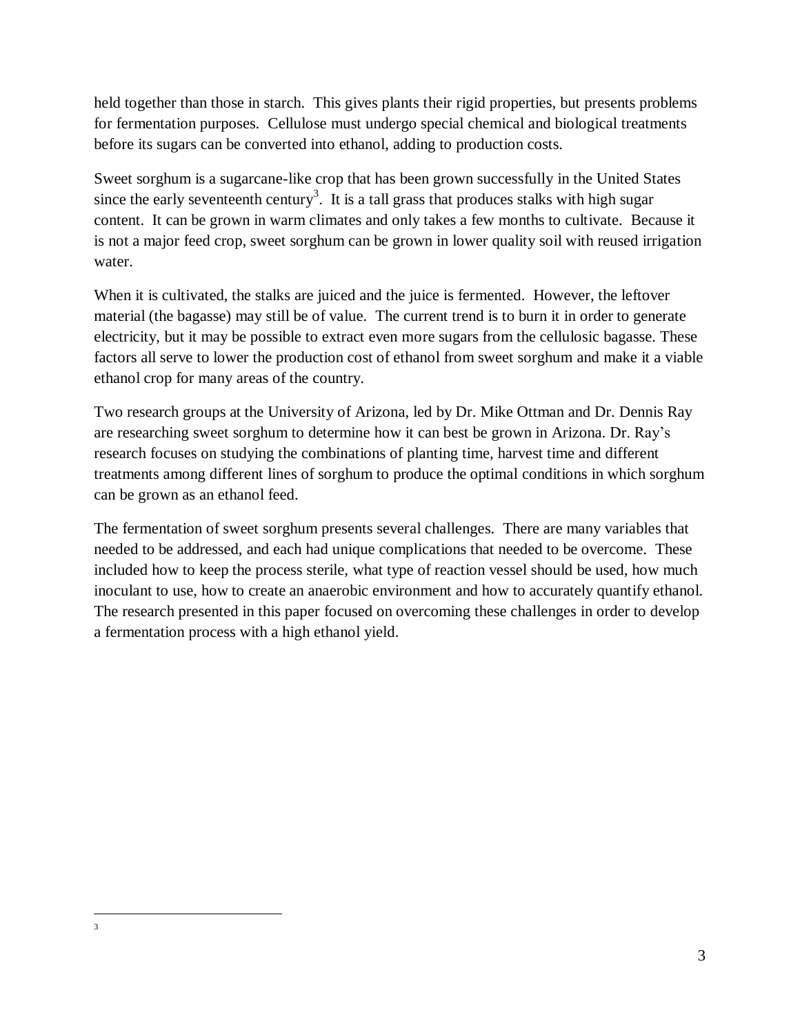held together than those in starch. This gives plants their rigid properties, but presents problems for fermentation purposes. Cellulose must undergo special chemical and biological treatments before its sugars can be converted into ethanol, adding to production costs.

Sweet sorghum is a sugarcane-like crop that has been grown successfully in the United States since the early seventeenth century[3]. It is a tall grass that produces stalks with high sugar content. It can be grown in warm climates and only takes a few months to cultivate. Because it is not a major feed crop, sweet sorghum can be grown in lower quality soil with reused irrigation water.

When it is cultivated, the stalks are juiced and the juice is fermented. However, the leftover material (the bagasse) may still be of value. The current trend is to burn it in order to generate electricity, but it may be possible to extract even more sugars from the cellulosic bagasse. These factors all serve to lower the production cost of ethanol from sweet sorghum and make it a viable ethanol crop for many areas of the country.

Two research groups at the University of Arizona, led by Dr. Mike Ottman and Dr. Dennis Ray are researching sweet sorghum to determine how it can best be grown in Arizona. Dr. Ray's research focuses on studying the combinations of planting time, harvest time and different treatments among different lines of sorghum to produce the optimal conditions in which sorghum can be grown as an ethanol feed.

The fermentation of sweet sorghum presents several challenges. There are many variables that needed to be addressed, and each had unique complications that needed to be overcome. These included how to keep the process sterile, what type of reaction vessel should be used, how much inoculant to use, how to create an anaerobic environment and how to accurately quantify ethanol. The research presented in this paper focused on overcoming these challenges in order to develop a fermentation process with a high ethanol yield.

---

[3]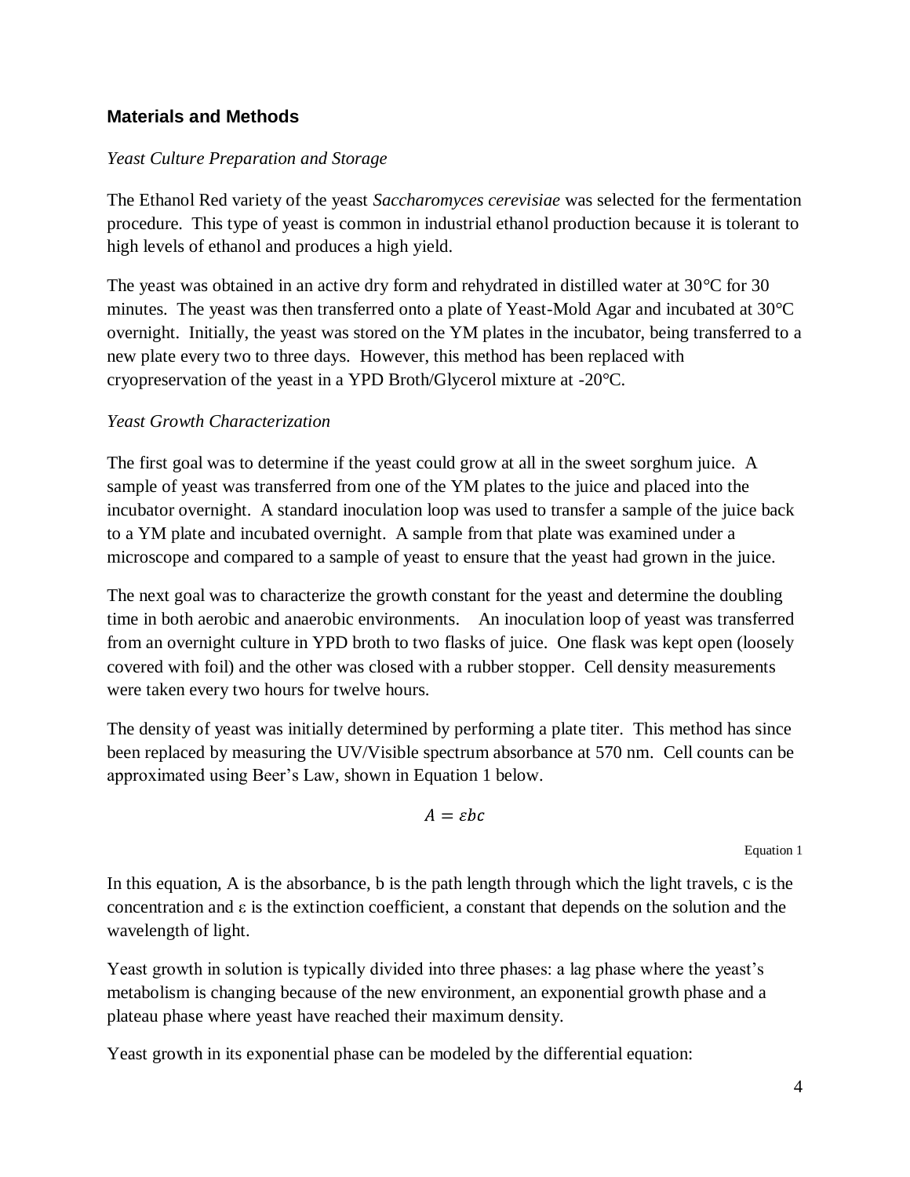## Materials and Methods

*Yeast Culture Preparation and Storage*

The Ethanol Red variety of the yeast *Saccharomyces cerevisiae* was selected for the fermentation procedure. This type of yeast is common in industrial ethanol production because it is tolerant to high levels of ethanol and produces a high yield.

The yeast was obtained in an active dry form and rehydrated in distilled water at 30°C for 30 minutes. The yeast was then transferred onto a plate of Yeast-Mold Agar and incubated at 30°C overnight. Initially, the yeast was stored on the YM plates in the incubator, being transferred to a new plate every two to three days. However, this method has been replaced with cryopreservation of the yeast in a YPD Broth/Glycerol mixture at -20°C.

*Yeast Growth Characterization*

The first goal was to determine if the yeast could grow at all in the sweet sorghum juice. A sample of yeast was transferred from one of the YM plates to the juice and placed into the incubator overnight. A standard inoculation loop was used to transfer a sample of the juice back to a YM plate and incubated overnight. A sample from that plate was examined under a microscope and compared to a sample of yeast to ensure that the yeast had grown in the juice.

The next goal was to characterize the growth constant for the yeast and determine the doubling time in both aerobic and anaerobic environments. An inoculation loop of yeast was transferred from an overnight culture in YPD broth to two flasks of juice. One flask was kept open (loosely covered with foil) and the other was closed with a rubber stopper. Cell density measurements were taken every two hours for twelve hours.

The density of yeast was initially determined by performing a plate titer. This method has since been replaced by measuring the UV/Visible spectrum absorbance at 570 nm. Cell counts can be approximated using Beer's Law, shown in Equation 1 below.

$$A = \varepsilon bc$$

Equation 1

In this equation, A is the absorbance, b is the path length through which the light travels, c is the concentration and ε is the extinction coefficient, a constant that depends on the solution and the wavelength of light.

Yeast growth in solution is typically divided into three phases: a lag phase where the yeast's metabolism is changing because of the new environment, an exponential growth phase and a plateau phase where yeast have reached their maximum density.

Yeast growth in its exponential phase can be modeled by the differential equation: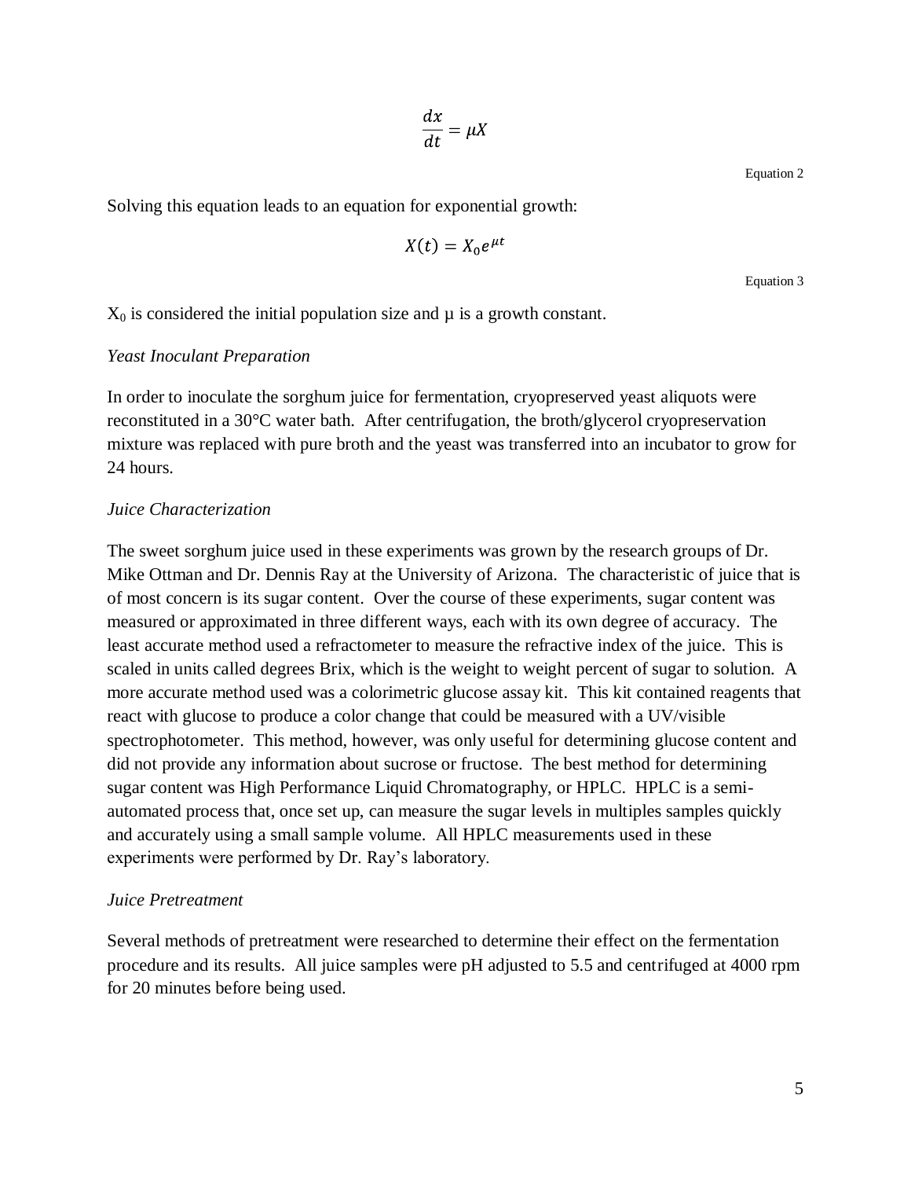$$\frac{dx}{dt} = \mu X$$

Equation 2

Solving this equation leads to an equation for exponential growth:

$$X(t) = X_0 e^{\mu t}$$

Equation 3

$X_0$ is considered the initial population size and $\mu$ is a growth constant.

*Yeast Inoculant Preparation*

In order to inoculate the sorghum juice for fermentation, cryopreserved yeast aliquots were reconstituted in a 30°C water bath. After centrifugation, the broth/glycerol cryopreservation mixture was replaced with pure broth and the yeast was transferred into an incubator to grow for 24 hours.

*Juice Characterization*

The sweet sorghum juice used in these experiments was grown by the research groups of Dr. Mike Ottman and Dr. Dennis Ray at the University of Arizona. The characteristic of juice that is of most concern is its sugar content. Over the course of these experiments, sugar content was measured or approximated in three different ways, each with its own degree of accuracy. The least accurate method used a refractometer to measure the refractive index of the juice. This is scaled in units called degrees Brix, which is the weight to weight percent of sugar to solution. A more accurate method used was a colorimetric glucose assay kit. This kit contained reagents that react with glucose to produce a color change that could be measured with a UV/visible spectrophotometer. This method, however, was only useful for determining glucose content and did not provide any information about sucrose or fructose. The best method for determining sugar content was High Performance Liquid Chromatography, or HPLC. HPLC is a semi-automated process that, once set up, can measure the sugar levels in multiples samples quickly and accurately using a small sample volume. All HPLC measurements used in these experiments were performed by Dr. Ray's laboratory.

*Juice Pretreatment*

Several methods of pretreatment were researched to determine their effect on the fermentation procedure and its results. All juice samples were pH adjusted to 5.5 and centrifuged at 4000 rpm for 20 minutes before being used.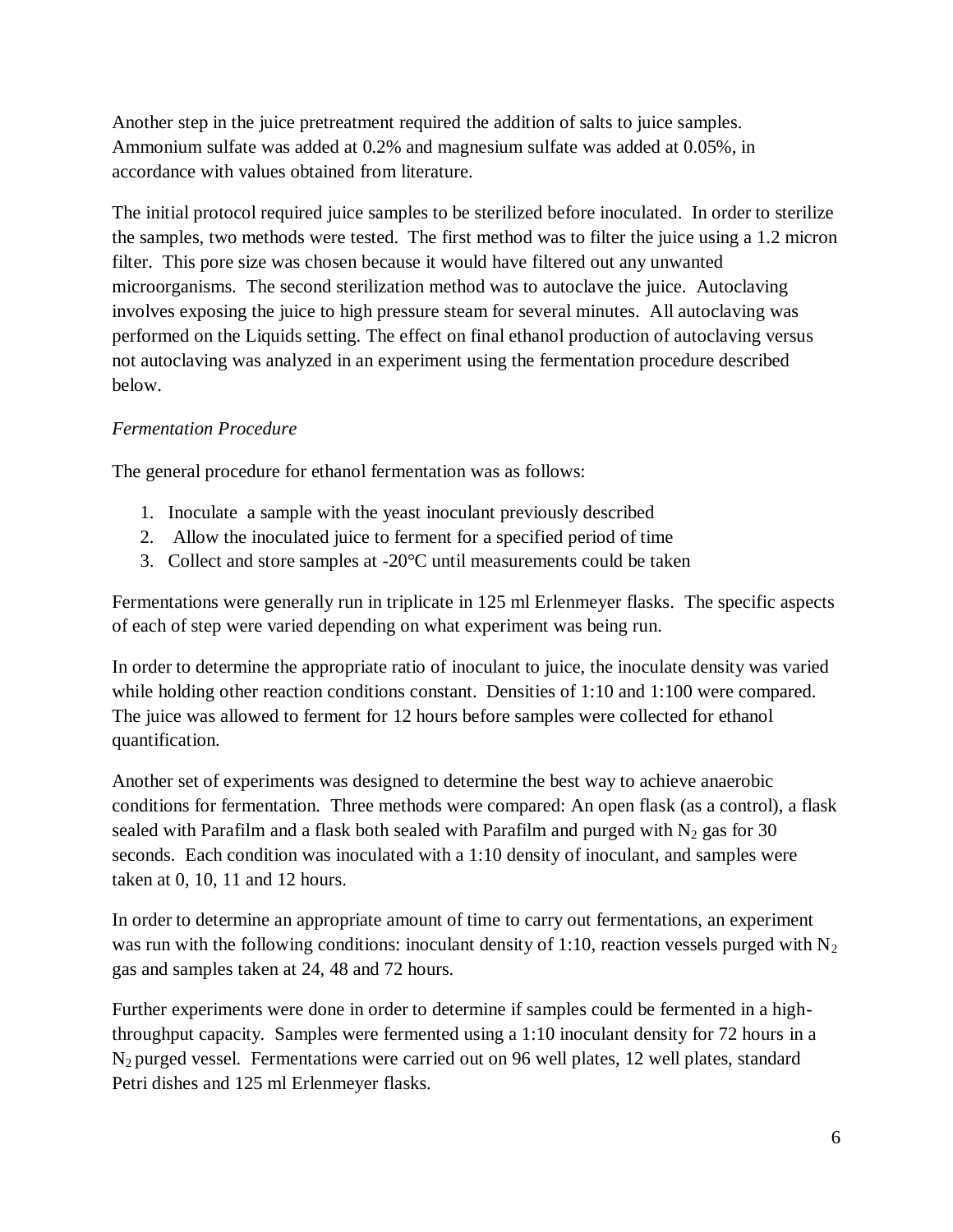Another step in the juice pretreatment required the addition of salts to juice samples. Ammonium sulfate was added at 0.2% and magnesium sulfate was added at 0.05%, in accordance with values obtained from literature.

The initial protocol required juice samples to be sterilized before inoculated. In order to sterilize the samples, two methods were tested. The first method was to filter the juice using a 1.2 micron filter. This pore size was chosen because it would have filtered out any unwanted microorganisms. The second sterilization method was to autoclave the juice. Autoclaving involves exposing the juice to high pressure steam for several minutes. All autoclaving was performed on the Liquids setting. The effect on final ethanol production of autoclaving versus not autoclaving was analyzed in an experiment using the fermentation procedure described below.

*Fermentation Procedure*

The general procedure for ethanol fermentation was as follows:

1. Inoculate a sample with the yeast inoculant previously described
2. Allow the inoculated juice to ferment for a specified period of time
3. Collect and store samples at -20°C until measurements could be taken

Fermentations were generally run in triplicate in 125 ml Erlenmeyer flasks. The specific aspects of each of step were varied depending on what experiment was being run.

In order to determine the appropriate ratio of inoculant to juice, the inoculate density was varied while holding other reaction conditions constant. Densities of 1:10 and 1:100 were compared. The juice was allowed to ferment for 12 hours before samples were collected for ethanol quantification.

Another set of experiments was designed to determine the best way to achieve anaerobic conditions for fermentation. Three methods were compared: An open flask (as a control), a flask sealed with Parafilm and a flask both sealed with Parafilm and purged with $N_2$ gas for 30 seconds. Each condition was inoculated with a 1:10 density of inoculant, and samples were taken at 0, 10, 11 and 12 hours.

In order to determine an appropriate amount of time to carry out fermentations, an experiment was run with the following conditions: inoculant density of 1:10, reaction vessels purged with $N_2$ gas and samples taken at 24, 48 and 72 hours.

Further experiments were done in order to determine if samples could be fermented in a high-throughput capacity. Samples were fermented using a 1:10 inoculant density for 72 hours in a $N_2$ purged vessel. Fermentations were carried out on 96 well plates, 12 well plates, standard Petri dishes and 125 ml Erlenmeyer flasks.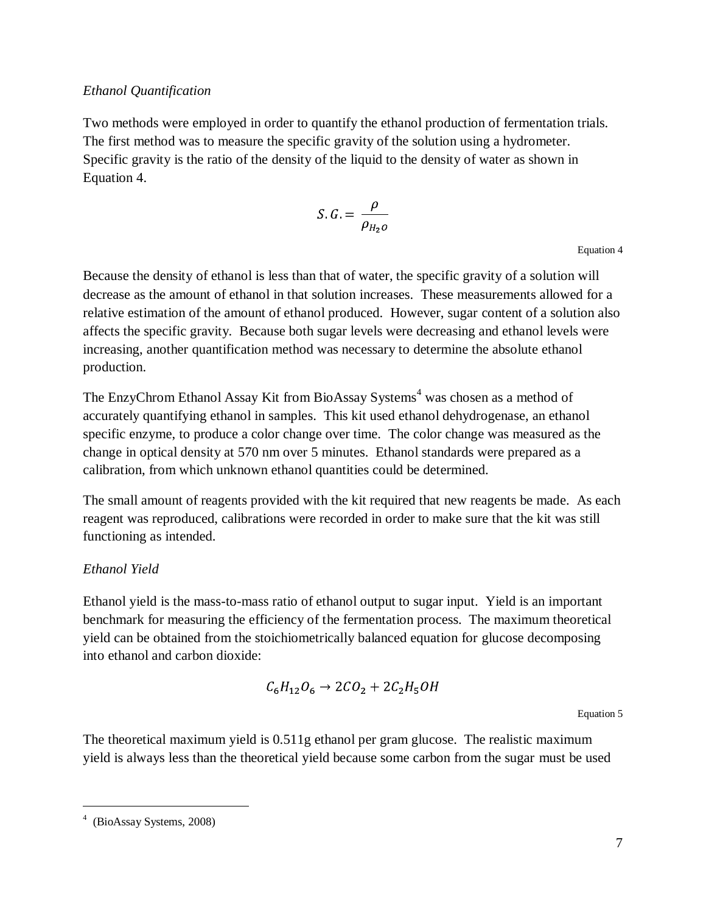*Ethanol Quantification*

Two methods were employed in order to quantify the ethanol production of fermentation trials. The first method was to measure the specific gravity of the solution using a hydrometer. Specific gravity is the ratio of the density of the liquid to the density of water as shown in Equation 4.

$$S.G. = \frac{\rho}{\rho_{H_2O}}$$

Equation 4

Because the density of ethanol is less than that of water, the specific gravity of a solution will decrease as the amount of ethanol in that solution increases. These measurements allowed for a relative estimation of the amount of ethanol produced. However, sugar content of a solution also affects the specific gravity. Because both sugar levels were decreasing and ethanol levels were increasing, another quantification method was necessary to determine the absolute ethanol production.

The EnzyChrom Ethanol Assay Kit from BioAssay Systems[4] was chosen as a method of accurately quantifying ethanol in samples. This kit used ethanol dehydrogenase, an ethanol specific enzyme, to produce a color change over time. The color change was measured as the change in optical density at 570 nm over 5 minutes. Ethanol standards were prepared as a calibration, from which unknown ethanol quantities could be determined.

The small amount of reagents provided with the kit required that new reagents be made. As each reagent was reproduced, calibrations were recorded in order to make sure that the kit was still functioning as intended.

*Ethanol Yield*

Ethanol yield is the mass-to-mass ratio of ethanol output to sugar input. Yield is an important benchmark for measuring the efficiency of the fermentation process. The maximum theoretical yield can be obtained from the stoichiometrically balanced equation for glucose decomposing into ethanol and carbon dioxide:

$$C_6H_{12}O_6 \rightarrow 2CO_2 + 2C_2H_5OH$$

Equation 5

The theoretical maximum yield is 0.511g ethanol per gram glucose. The realistic maximum yield is always less than the theoretical yield because some carbon from the sugar must be used

---

[4] (BioAssay Systems, 2008)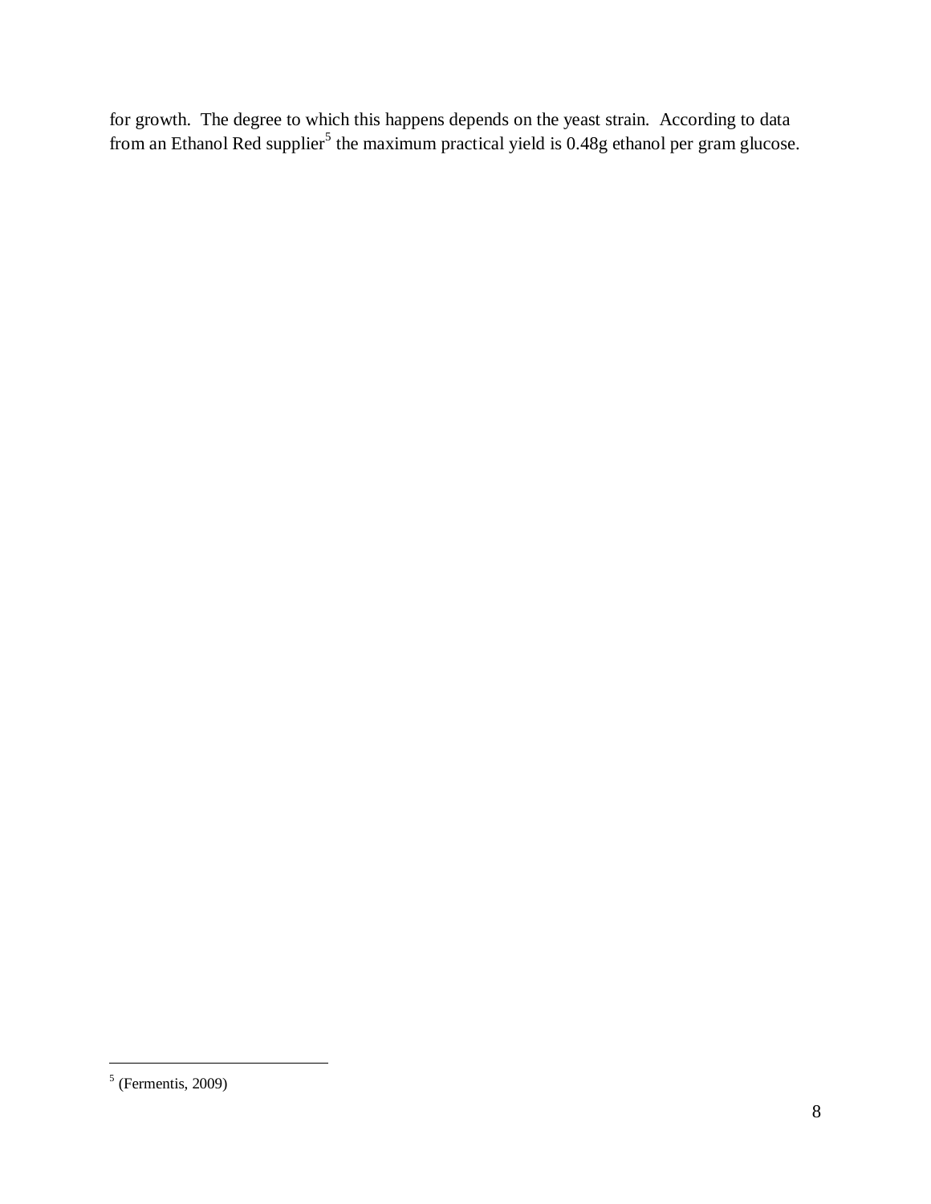for growth. The degree to which this happens depends on the yeast strain. According to data from an Ethanol Red supplier[5] the maximum practical yield is 0.48g ethanol per gram glucose.

[5] (Fermentis, 2009)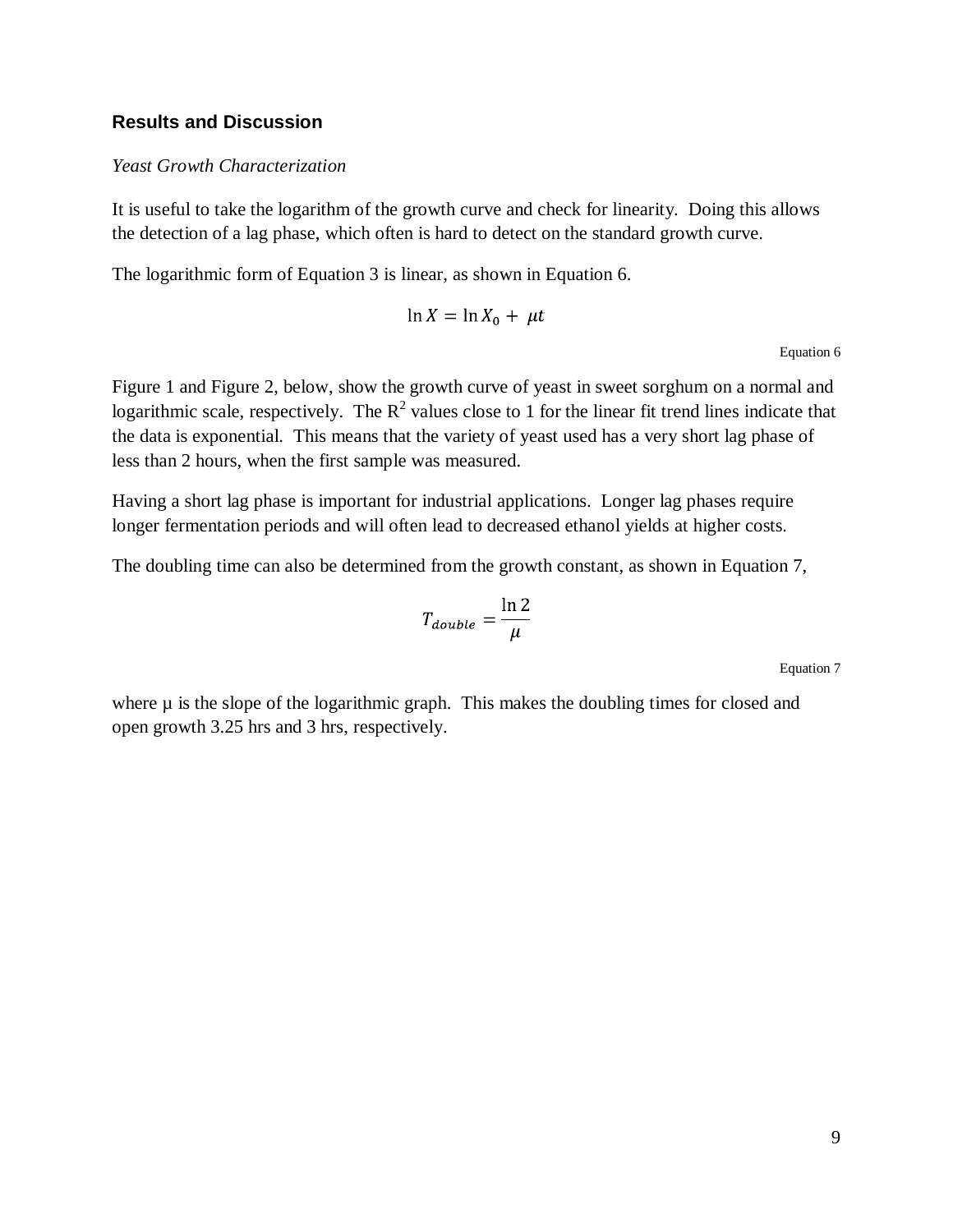## Results and Discussion

*Yeast Growth Characterization*

It is useful to take the logarithm of the growth curve and check for linearity. Doing this allows the detection of a lag phase, which often is hard to detect on the standard growth curve.

The logarithmic form of Equation 3 is linear, as shown in Equation 6.

$$\ln X = \ln X_0 + \mu t$$

Equation 6

Figure 1 and Figure 2, below, show the growth curve of yeast in sweet sorghum on a normal and logarithmic scale, respectively. The $R^2$ values close to 1 for the linear fit trend lines indicate that the data is exponential. This means that the variety of yeast used has a very short lag phase of less than 2 hours, when the first sample was measured.

Having a short lag phase is important for industrial applications. Longer lag phases require longer fermentation periods and will often lead to decreased ethanol yields at higher costs.

The doubling time can also be determined from the growth constant, as shown in Equation 7,

$$T_{double} = \frac{\ln 2}{\mu}$$

Equation 7

where $\mu$ is the slope of the logarithmic graph. This makes the doubling times for closed and open growth 3.25 hrs and 3 hrs, respectively.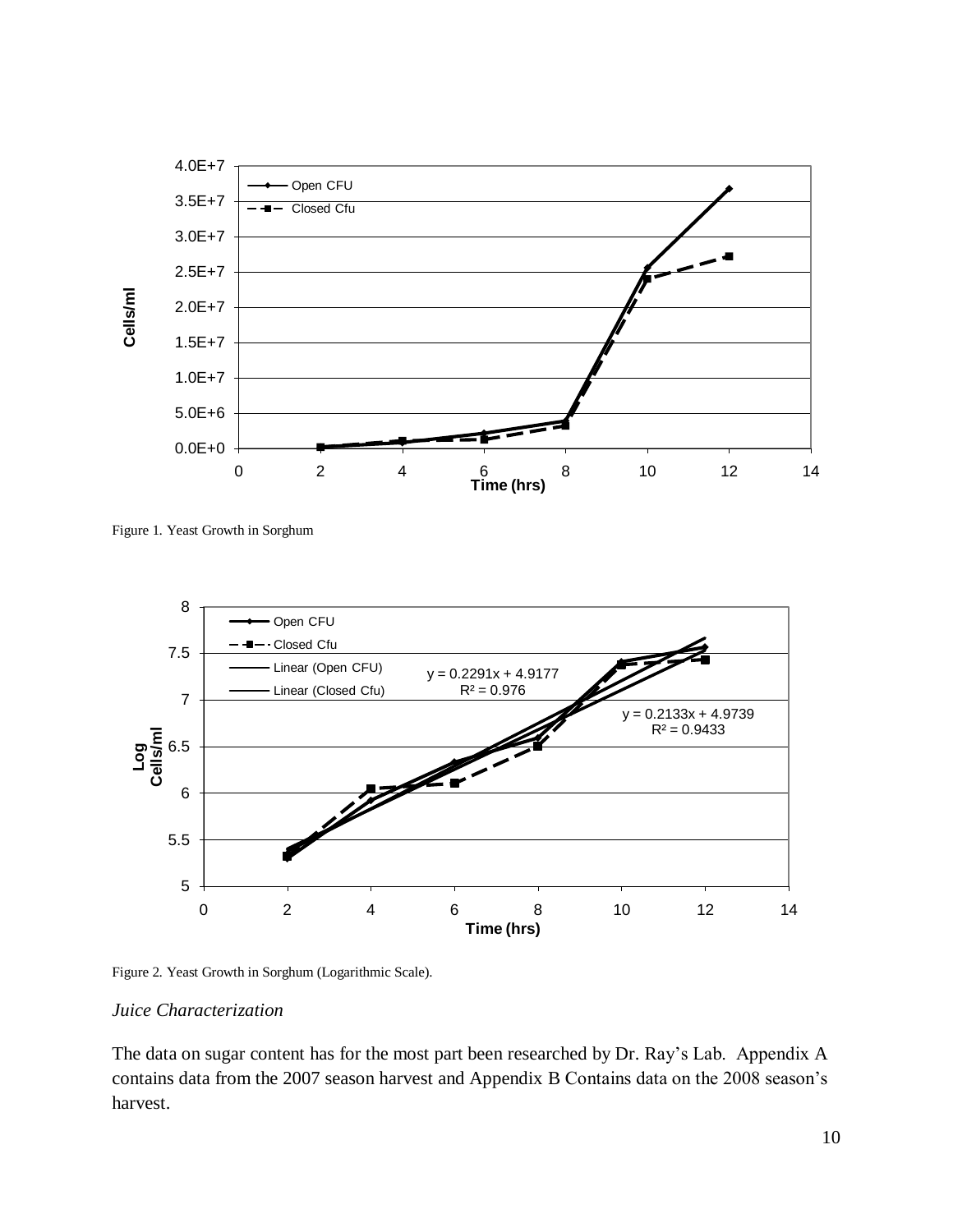Figure 1. Yeast Growth in Sorghum

Figure 2. Yeast Growth in Sorghum (Logarithmic Scale).

*Juice Characterization*

The data on sugar content has for the most part been researched by Dr. Ray's Lab. Appendix A contains data from the 2007 season harvest and Appendix B Contains data on the 2008 season's harvest.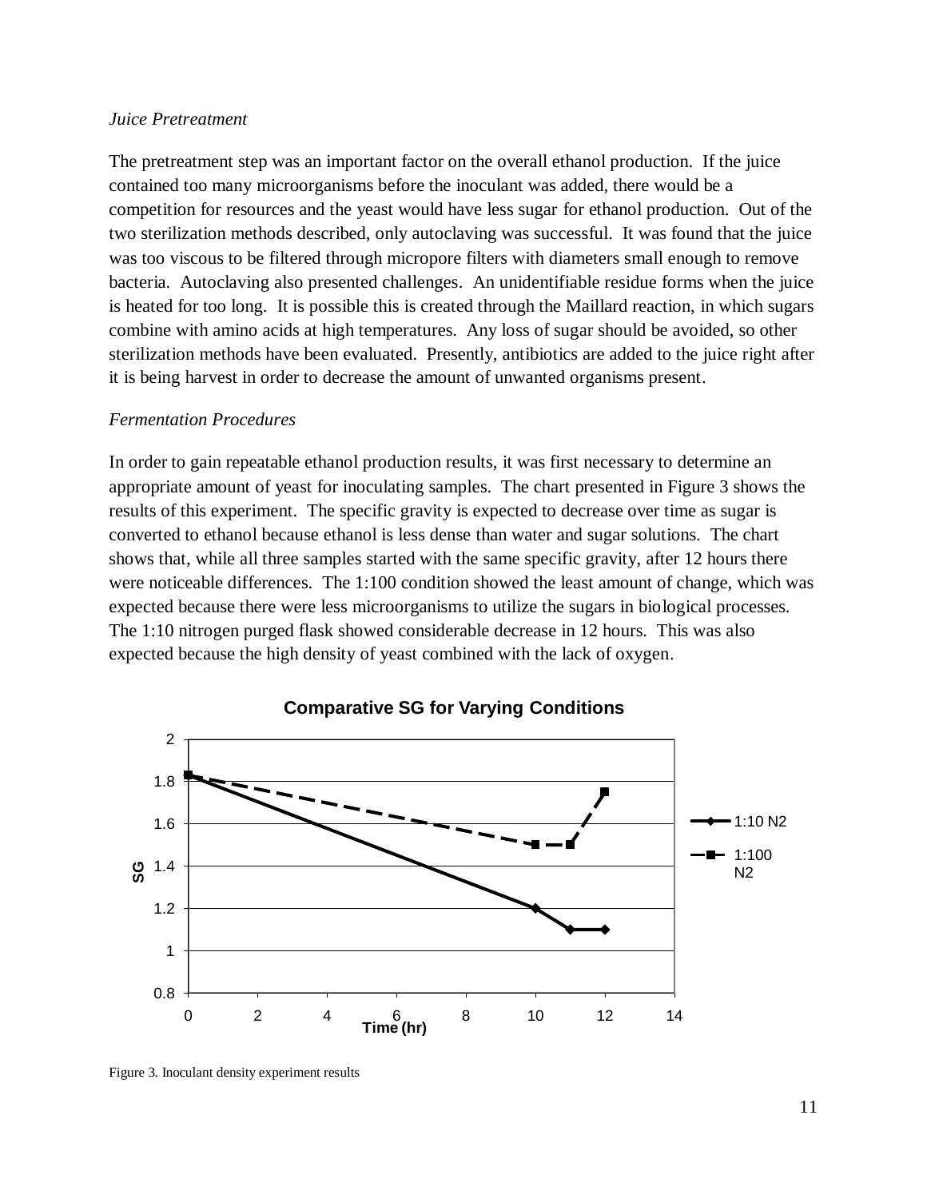*Juice Pretreatment*

The pretreatment step was an important factor on the overall ethanol production. If the juice contained too many microorganisms before the inoculant was added, there would be a competition for resources and the yeast would have less sugar for ethanol production. Out of the two sterilization methods described, only autoclaving was successful. It was found that the juice was too viscous to be filtered through micropore filters with diameters small enough to remove bacteria. Autoclaving also presented challenges. An unidentifiable residue forms when the juice is heated for too long. It is possible this is created through the Maillard reaction, in which sugars combine with amino acids at high temperatures. Any loss of sugar should be avoided, so other sterilization methods have been evaluated. Presently, antibiotics are added to the juice right after it is being harvest in order to decrease the amount of unwanted organisms present.

*Fermentation Procedures*

In order to gain repeatable ethanol production results, it was first necessary to determine an appropriate amount of yeast for inoculating samples. The chart presented in Figure 3 shows the results of this experiment. The specific gravity is expected to decrease over time as sugar is converted to ethanol because ethanol is less dense than water and sugar solutions. The chart shows that, while all three samples started with the same specific gravity, after 12 hours there were noticeable differences. The 1:100 condition showed the least amount of change, which was expected because there were less microorganisms to utilize the sugars in biological processes. The 1:10 nitrogen purged flask showed considerable decrease in 12 hours. This was also expected because the high density of yeast combined with the lack of oxygen.

**Comparative SG for Varying Conditions**

| Time (hr) | 1:10 N2 (SG) | 1:100 N2 (SG) |
|---|---|---|
| 0 | 1.83 | 1.83 |
| 10 | 1.2 | 1.5 |
| 11 | 1.1 | 1.5 |
| 12 | 1.1 | 1.75 |

Figure 3. Inoculant density experiment results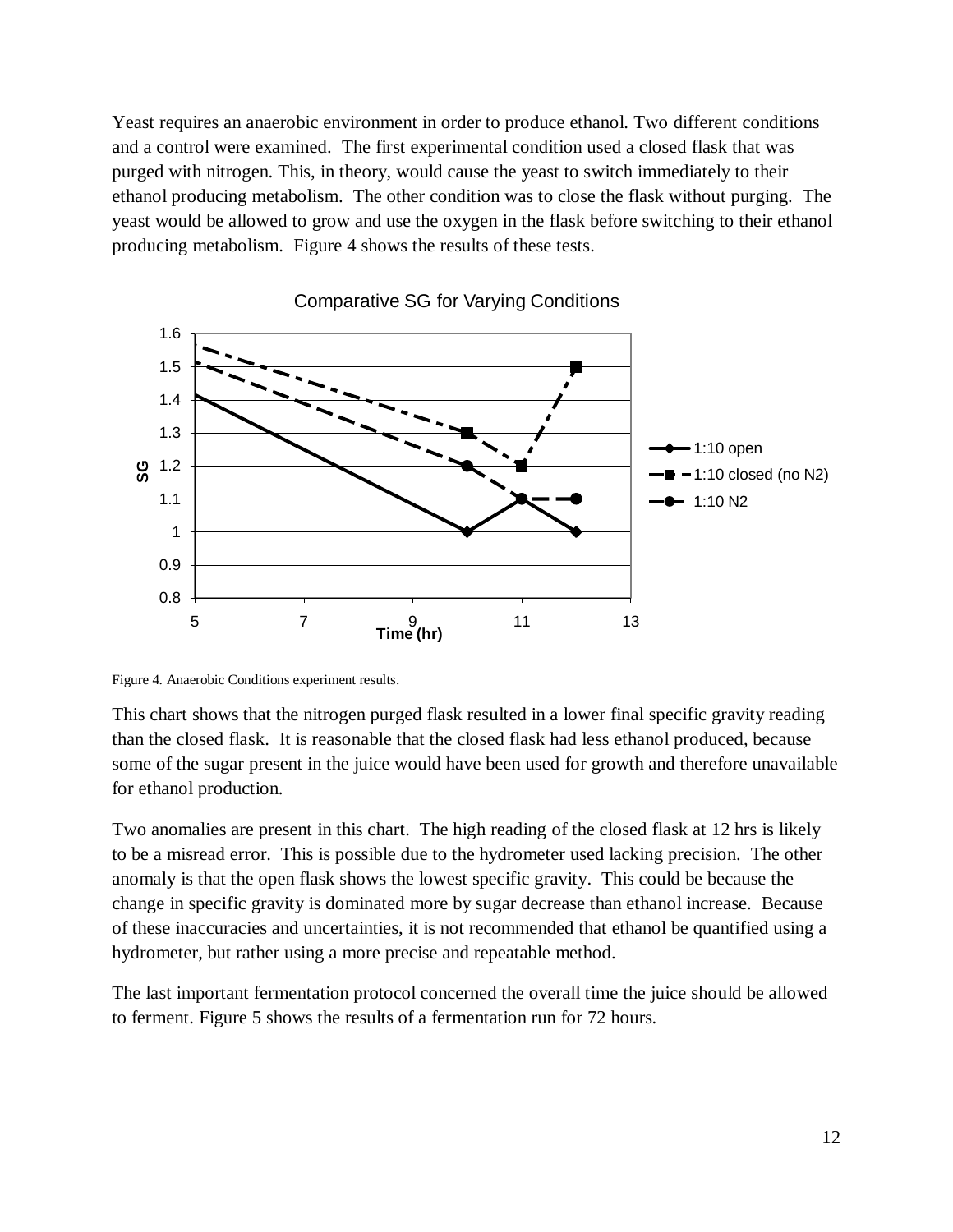Yeast requires an anaerobic environment in order to produce ethanol. Two different conditions and a control were examined. The first experimental condition used a closed flask that was purged with nitrogen. This, in theory, would cause the yeast to switch immediately to their ethanol producing metabolism. The other condition was to close the flask without purging. The yeast would be allowed to grow and use the oxygen in the flask before switching to their ethanol producing metabolism. Figure 4 shows the results of these tests.

Figure 4. Anaerobic Conditions experiment results.

This chart shows that the nitrogen purged flask resulted in a lower final specific gravity reading than the closed flask. It is reasonable that the closed flask had less ethanol produced, because some of the sugar present in the juice would have been used for growth and therefore unavailable for ethanol production.

Two anomalies are present in this chart. The high reading of the closed flask at 12 hrs is likely to be a misread error. This is possible due to the hydrometer used lacking precision. The other anomaly is that the open flask shows the lowest specific gravity. This could be because the change in specific gravity is dominated more by sugar decrease than ethanol increase. Because of these inaccuracies and uncertainties, it is not recommended that ethanol be quantified using a hydrometer, but rather using a more precise and repeatable method.

The last important fermentation protocol concerned the overall time the juice should be allowed to ferment. Figure 5 shows the results of a fermentation run for 72 hours.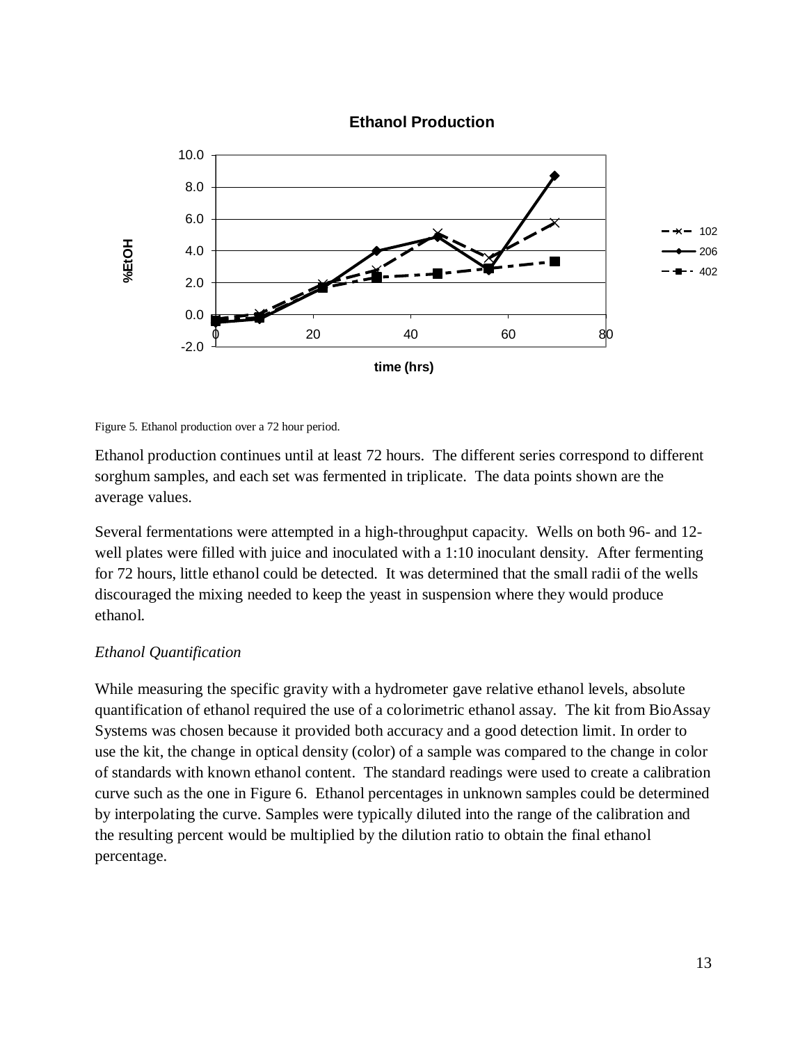Figure 5. Ethanol production over a 72 hour period.

Ethanol production continues until at least 72 hours. The different series correspond to different sorghum samples, and each set was fermented in triplicate. The data points shown are the average values.

Several fermentations were attempted in a high-throughput capacity. Wells on both 96- and 12-well plates were filled with juice and inoculated with a 1:10 inoculant density. After fermenting for 72 hours, little ethanol could be detected. It was determined that the small radii of the wells discouraged the mixing needed to keep the yeast in suspension where they would produce ethanol.

*Ethanol Quantification*

While measuring the specific gravity with a hydrometer gave relative ethanol levels, absolute quantification of ethanol required the use of a colorimetric ethanol assay. The kit from BioAssay Systems was chosen because it provided both accuracy and a good detection limit. In order to use the kit, the change in optical density (color) of a sample was compared to the change in color of standards with known ethanol content. The standard readings were used to create a calibration curve such as the one in Figure 6. Ethanol percentages in unknown samples could be determined by interpolating the curve. Samples were typically diluted into the range of the calibration and the resulting percent would be multiplied by the dilution ratio to obtain the final ethanol percentage.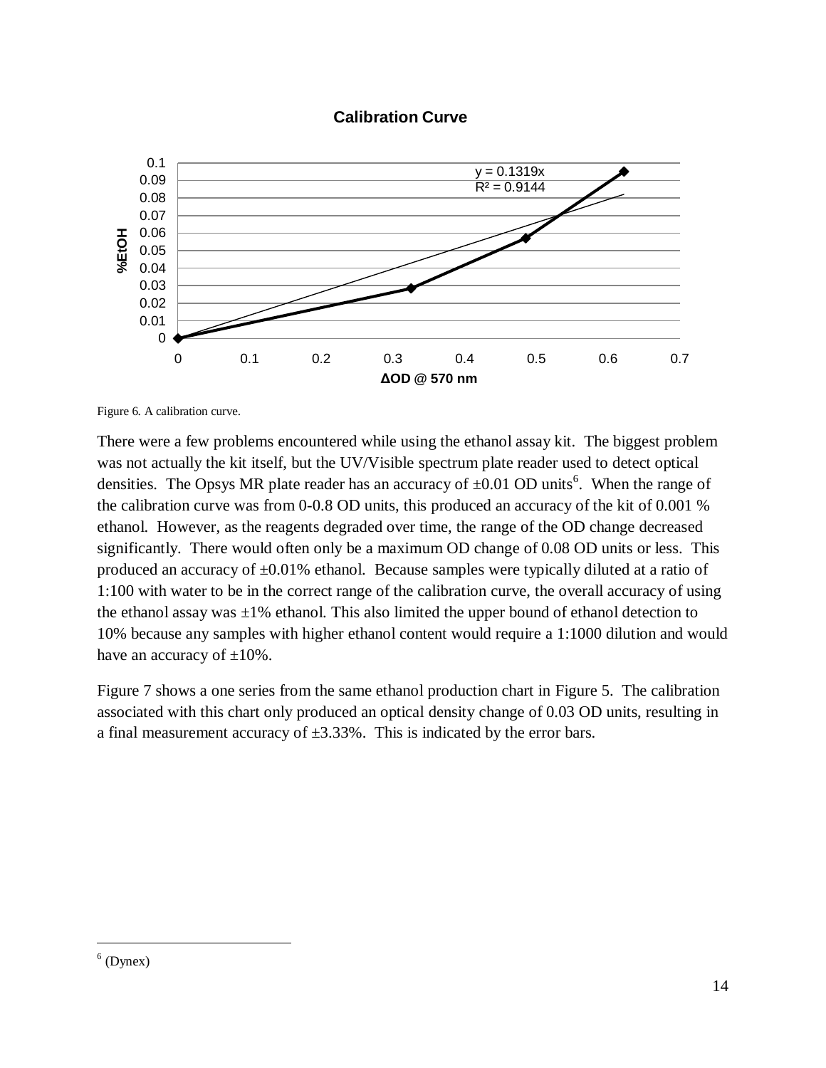Figure 6. A calibration curve.

There were a few problems encountered while using the ethanol assay kit. The biggest problem was not actually the kit itself, but the UV/Visible spectrum plate reader used to detect optical densities. The Opsys MR plate reader has an accuracy of ±0.01 OD units[6]. When the range of the calibration curve was from 0-0.8 OD units, this produced an accuracy of the kit of 0.001 % ethanol. However, as the reagents degraded over time, the range of the OD change decreased significantly. There would often only be a maximum OD change of 0.08 OD units or less. This produced an accuracy of ±0.01% ethanol. Because samples were typically diluted at a ratio of 1:100 with water to be in the correct range of the calibration curve, the overall accuracy of using the ethanol assay was ±1% ethanol. This also limited the upper bound of ethanol detection to 10% because any samples with higher ethanol content would require a 1:1000 dilution and would have an accuracy of ±10%.

Figure 7 shows a one series from the same ethanol production chart in Figure 5. The calibration associated with this chart only produced an optical density change of 0.03 OD units, resulting in a final measurement accuracy of ±3.33%. This is indicated by the error bars.

---

[6] (Dynex)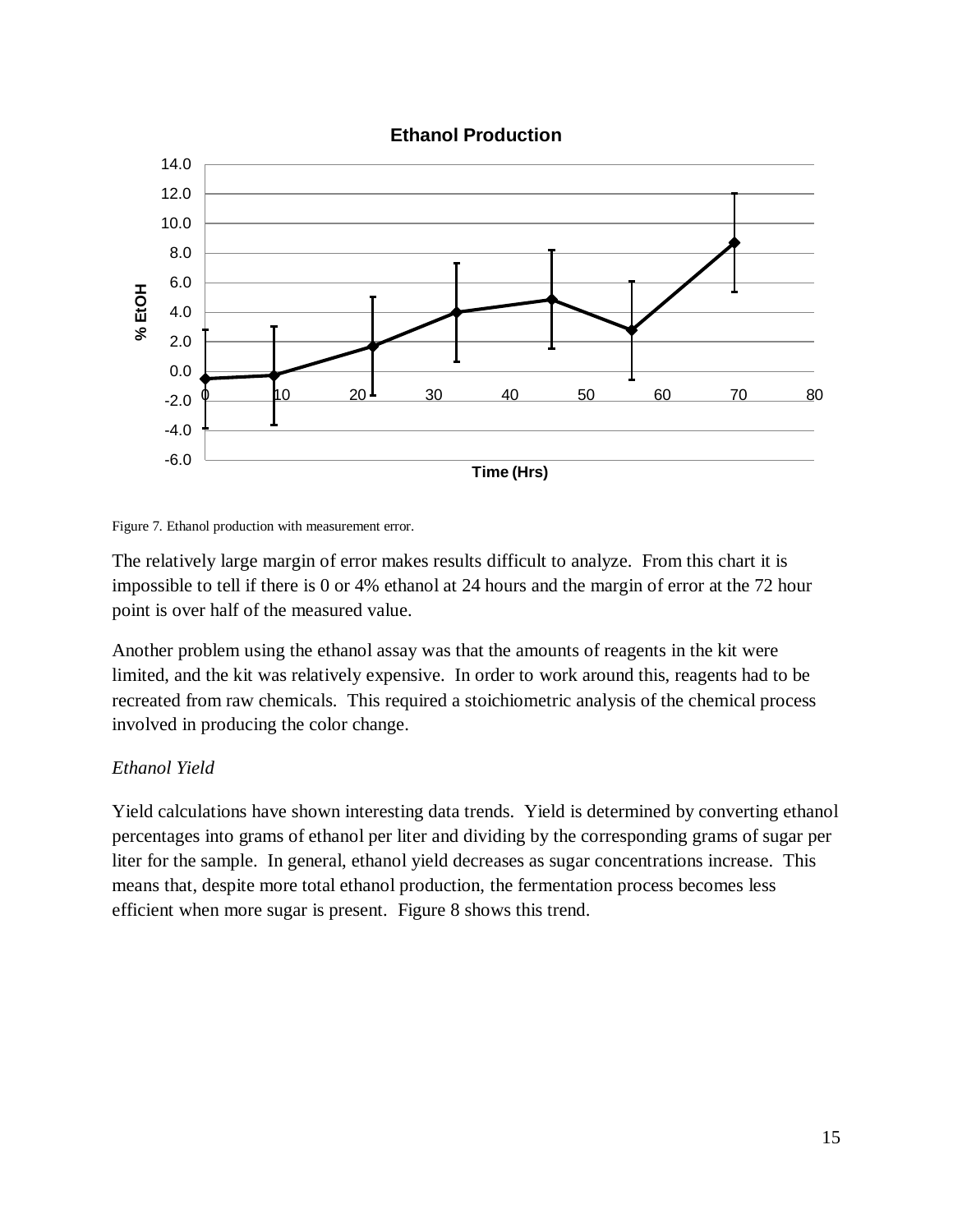Figure 7. Ethanol production with measurement error.

The relatively large margin of error makes results difficult to analyze. From this chart it is impossible to tell if there is 0 or 4% ethanol at 24 hours and the margin of error at the 72 hour point is over half of the measured value.

Another problem using the ethanol assay was that the amounts of reagents in the kit were limited, and the kit was relatively expensive. In order to work around this, reagents had to be recreated from raw chemicals. This required a stoichiometric analysis of the chemical process involved in producing the color change.

*Ethanol Yield*

Yield calculations have shown interesting data trends. Yield is determined by converting ethanol percentages into grams of ethanol per liter and dividing by the corresponding grams of sugar per liter for the sample. In general, ethanol yield decreases as sugar concentrations increase. This means that, despite more total ethanol production, the fermentation process becomes less efficient when more sugar is present. Figure 8 shows this trend.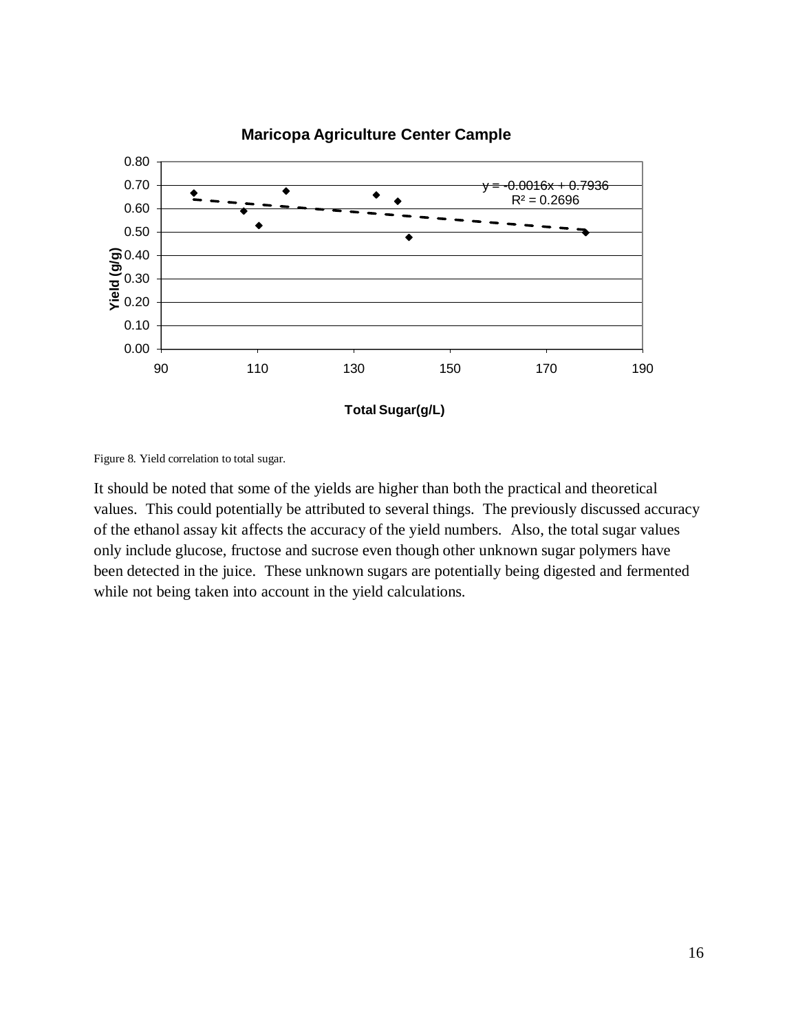Figure 8. Yield correlation to total sugar.

It should be noted that some of the yields are higher than both the practical and theoretical values. This could potentially be attributed to several things. The previously discussed accuracy of the ethanol assay kit affects the accuracy of the yield numbers. Also, the total sugar values only include glucose, fructose and sucrose even though other unknown sugar polymers have been detected in the juice. These unknown sugars are potentially being digested and fermented while not being taken into account in the yield calculations.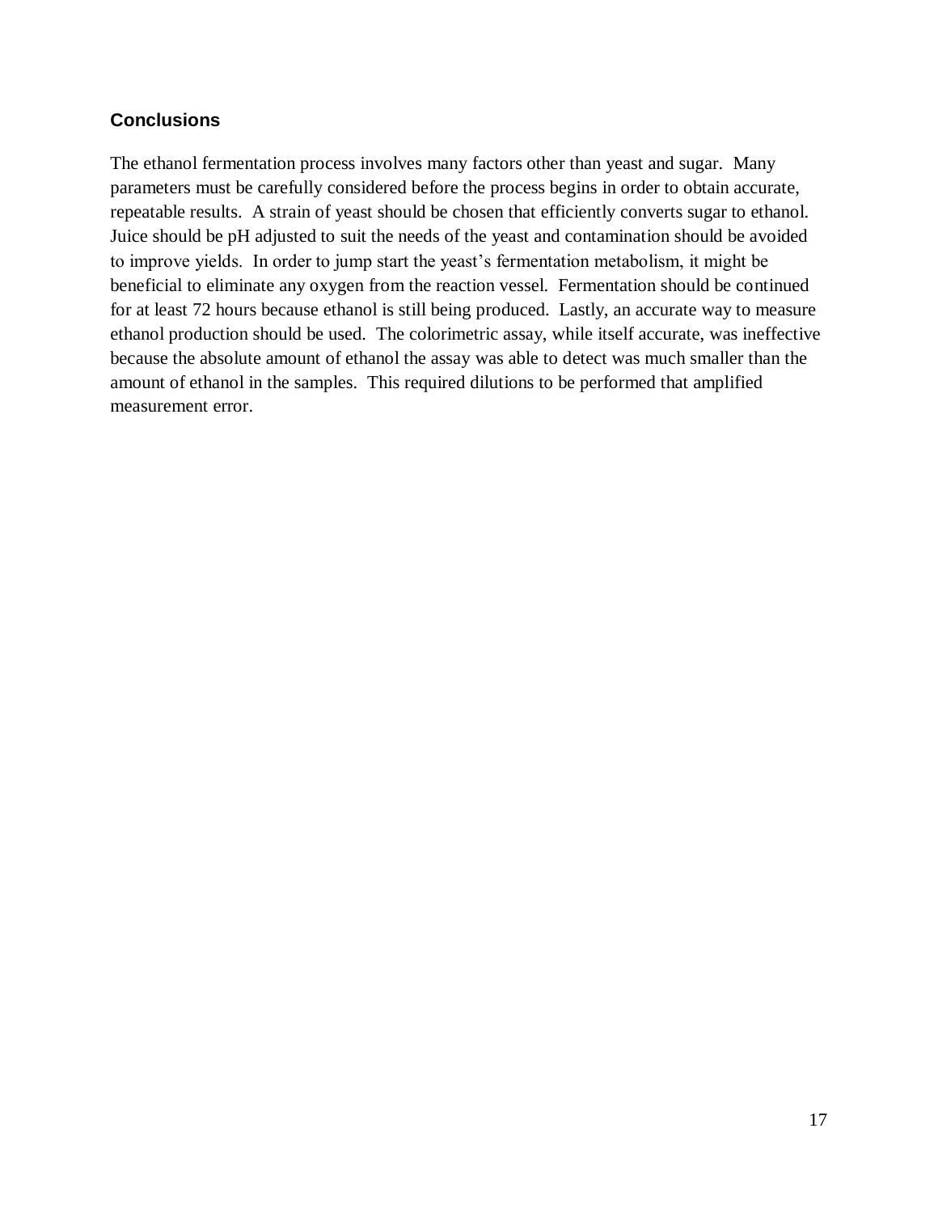## Conclusions

The ethanol fermentation process involves many factors other than yeast and sugar. Many parameters must be carefully considered before the process begins in order to obtain accurate, repeatable results. A strain of yeast should be chosen that efficiently converts sugar to ethanol. Juice should be pH adjusted to suit the needs of the yeast and contamination should be avoided to improve yields. In order to jump start the yeast's fermentation metabolism, it might be beneficial to eliminate any oxygen from the reaction vessel. Fermentation should be continued for at least 72 hours because ethanol is still being produced. Lastly, an accurate way to measure ethanol production should be used. The colorimetric assay, while itself accurate, was ineffective because the absolute amount of ethanol the assay was able to detect was much smaller than the amount of ethanol in the samples. This required dilutions to be performed that amplified measurement error.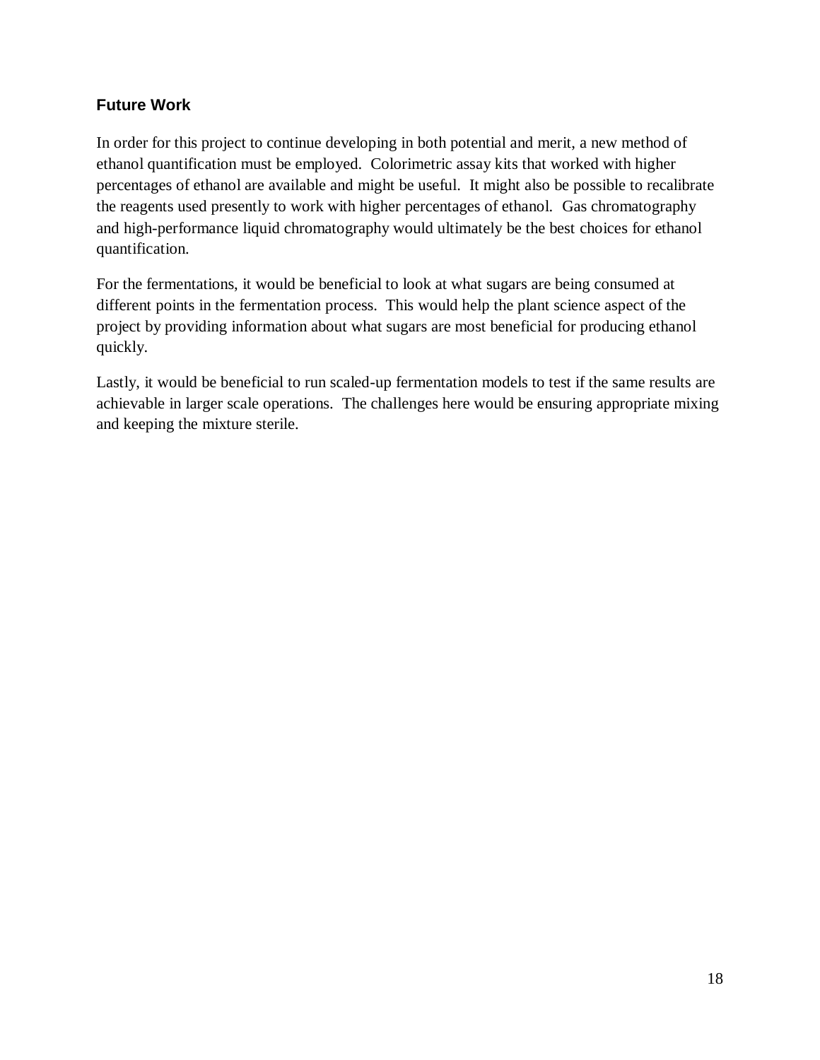## Future Work

In order for this project to continue developing in both potential and merit, a new method of ethanol quantification must be employed. Colorimetric assay kits that worked with higher percentages of ethanol are available and might be useful. It might also be possible to recalibrate the reagents used presently to work with higher percentages of ethanol. Gas chromatography and high-performance liquid chromatography would ultimately be the best choices for ethanol quantification.

For the fermentations, it would be beneficial to look at what sugars are being consumed at different points in the fermentation process. This would help the plant science aspect of the project by providing information about what sugars are most beneficial for producing ethanol quickly.

Lastly, it would be beneficial to run scaled-up fermentation models to test if the same results are achievable in larger scale operations. The challenges here would be ensuring appropriate mixing and keeping the mixture sterile.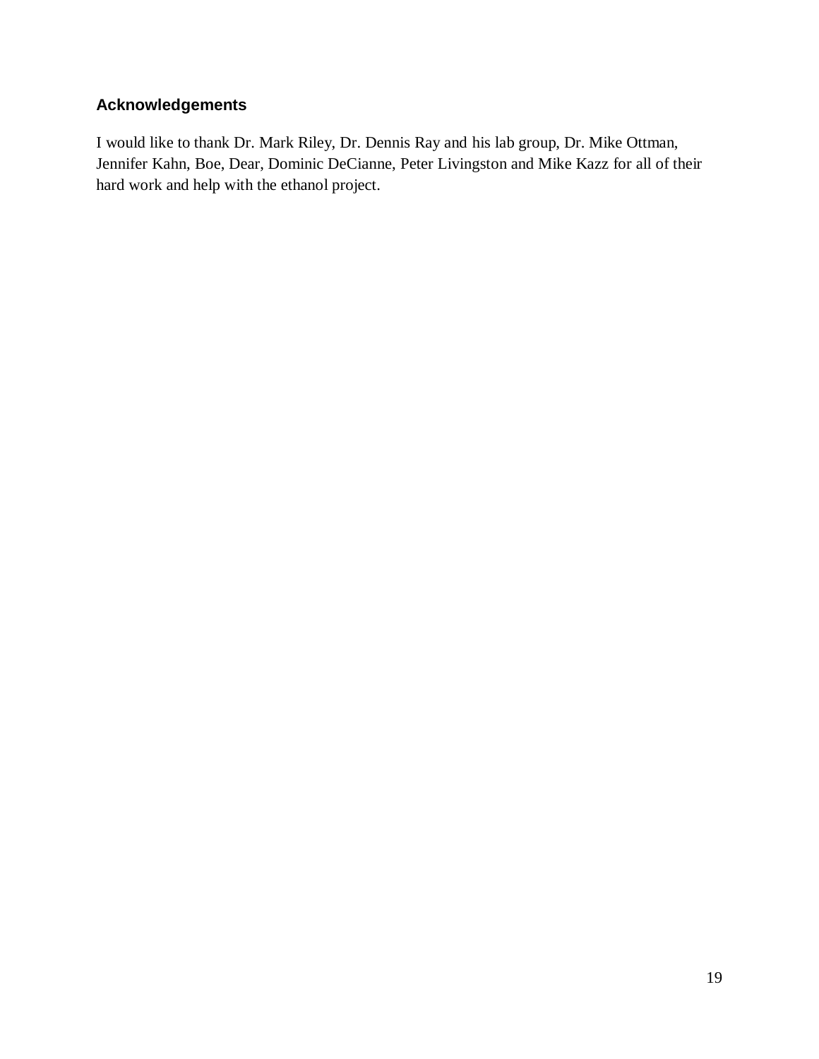## Acknowledgements

I would like to thank Dr. Mark Riley, Dr. Dennis Ray and his lab group, Dr. Mike Ottman, Jennifer Kahn, Boe, Dear, Dominic DeCianne, Peter Livingston and Mike Kazz for all of their hard work and help with the ethanol project.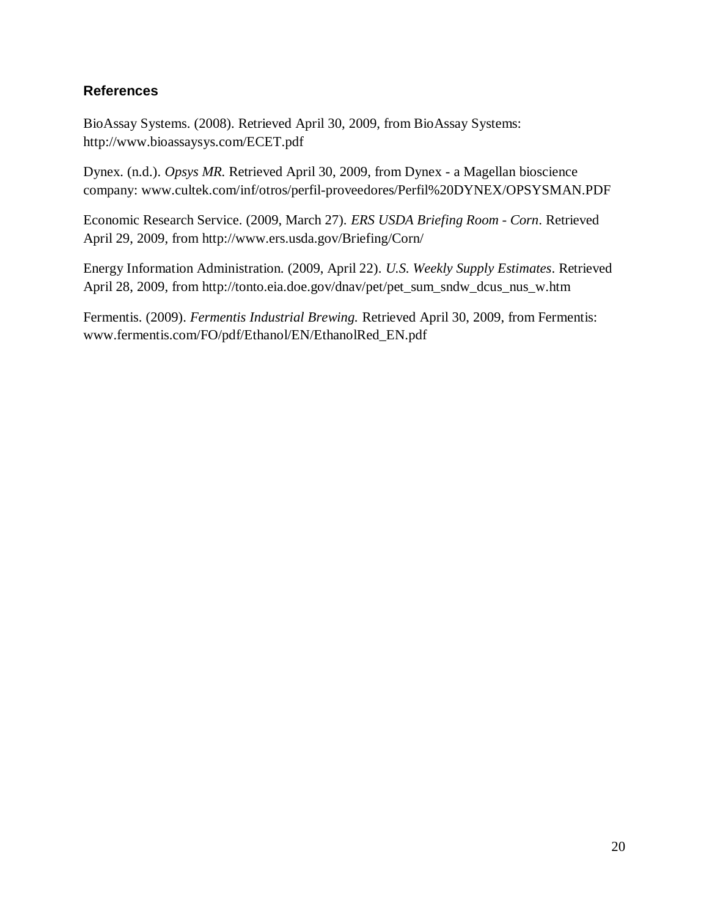## References

BioAssay Systems. (2008). Retrieved April 30, 2009, from BioAssay Systems: http://www.bioassaysys.com/ECET.pdf

Dynex. (n.d.). *Opsys MR.* Retrieved April 30, 2009, from Dynex - a Magellan bioscience company: www.cultek.com/inf/otros/perfil-proveedores/Perfil%20DYNEX/OPSYSMAN.PDF

Economic Research Service. (2009, March 27). *ERS USDA Briefing Room - Corn*. Retrieved April 29, 2009, from http://www.ers.usda.gov/Briefing/Corn/

Energy Information Administration. (2009, April 22). *U.S. Weekly Supply Estimates*. Retrieved April 28, 2009, from http://tonto.eia.doe.gov/dnav/pet/pet_sum_sndw_dcus_nus_w.htm

Fermentis. (2009). *Fermentis Industrial Brewing.* Retrieved April 30, 2009, from Fermentis: www.fermentis.com/FO/pdf/Ethanol/EN/EthanolRed_EN.pdf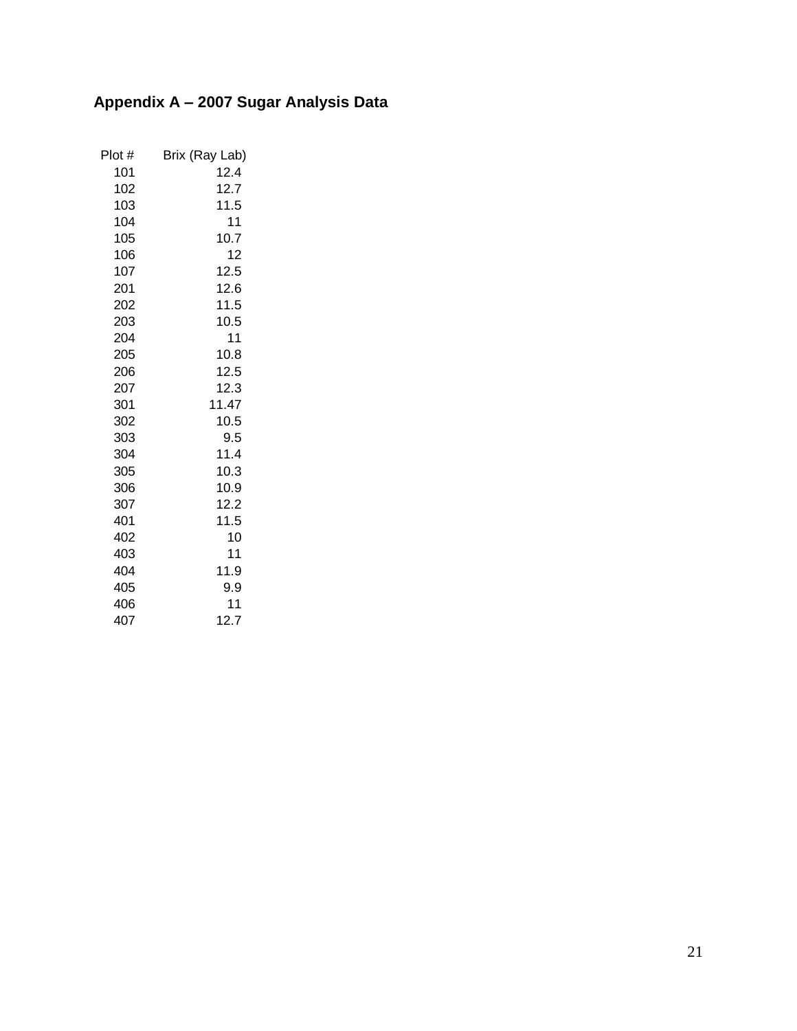## Appendix A – 2007 Sugar Analysis Data

| Plot # | Brix (Ray Lab) |
|---|---|
| 101 | 12.4 |
| 102 | 12.7 |
| 103 | 11.5 |
| 104 | 11 |
| 105 | 10.7 |
| 106 | 12 |
| 107 | 12.5 |
| 201 | 12.6 |
| 202 | 11.5 |
| 203 | 10.5 |
| 204 | 11 |
| 205 | 10.8 |
| 206 | 12.5 |
| 207 | 12.3 |
| 301 | 11.47 |
| 302 | 10.5 |
| 303 | 9.5 |
| 304 | 11.4 |
| 305 | 10.3 |
| 306 | 10.9 |
| 307 | 12.2 |
| 401 | 11.5 |
| 402 | 10 |
| 403 | 11 |
| 404 | 11.9 |
| 405 | 9.9 |
| 406 | 11 |
| 407 | 12.7 |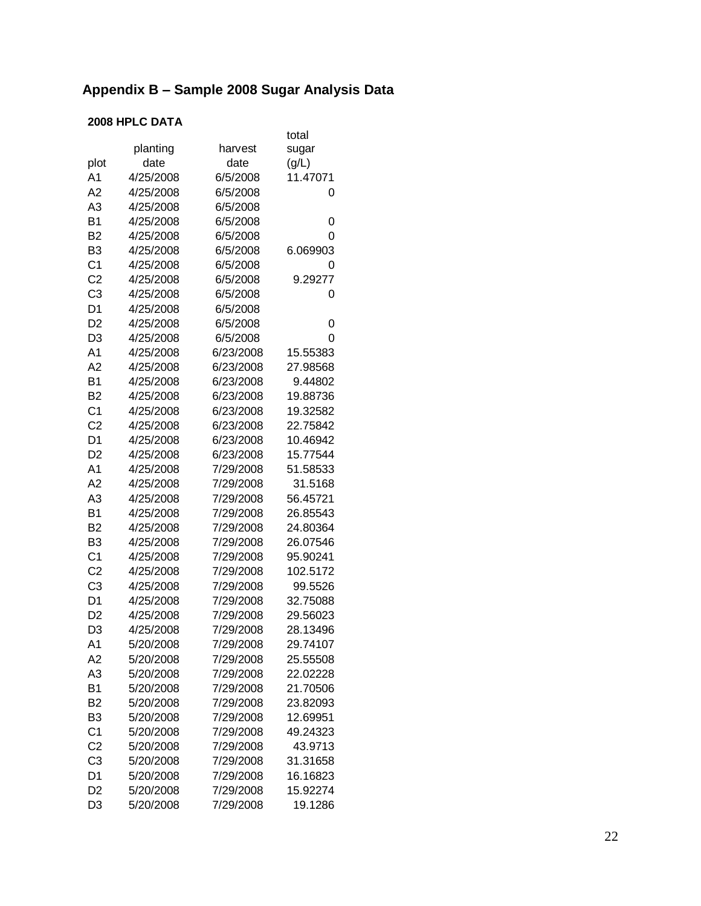# Appendix B – Sample 2008 Sugar Analysis Data

**2008 HPLC DATA**

| plot | planting date | harvest date | total sugar (g/L) |
|---|---|---|---|
| A1 | 4/25/2008 | 6/5/2008 | 11.47071 |
| A2 | 4/25/2008 | 6/5/2008 | 0 |
| A3 | 4/25/2008 | 6/5/2008 | |
| B1 | 4/25/2008 | 6/5/2008 | 0 |
| B2 | 4/25/2008 | 6/5/2008 | 0 |
| B3 | 4/25/2008 | 6/5/2008 | 6.069903 |
| C1 | 4/25/2008 | 6/5/2008 | 0 |
| C2 | 4/25/2008 | 6/5/2008 | 9.29277 |
| C3 | 4/25/2008 | 6/5/2008 | 0 |
| D1 | 4/25/2008 | 6/5/2008 | |
| D2 | 4/25/2008 | 6/5/2008 | 0 |
| D3 | 4/25/2008 | 6/5/2008 | 0 |
| A1 | 4/25/2008 | 6/23/2008 | 15.55383 |
| A2 | 4/25/2008 | 6/23/2008 | 27.98568 |
| B1 | 4/25/2008 | 6/23/2008 | 9.44802 |
| B2 | 4/25/2008 | 6/23/2008 | 19.88736 |
| C1 | 4/25/2008 | 6/23/2008 | 19.32582 |
| C2 | 4/25/2008 | 6/23/2008 | 22.75842 |
| D1 | 4/25/2008 | 6/23/2008 | 10.46942 |
| D2 | 4/25/2008 | 6/23/2008 | 15.77544 |
| A1 | 4/25/2008 | 7/29/2008 | 51.58533 |
| A2 | 4/25/2008 | 7/29/2008 | 31.5168 |
| A3 | 4/25/2008 | 7/29/2008 | 56.45721 |
| B1 | 4/25/2008 | 7/29/2008 | 26.85543 |
| B2 | 4/25/2008 | 7/29/2008 | 24.80364 |
| B3 | 4/25/2008 | 7/29/2008 | 26.07546 |
| C1 | 4/25/2008 | 7/29/2008 | 95.90241 |
| C2 | 4/25/2008 | 7/29/2008 | 102.5172 |
| C3 | 4/25/2008 | 7/29/2008 | 99.5526 |
| D1 | 4/25/2008 | 7/29/2008 | 32.75088 |
| D2 | 4/25/2008 | 7/29/2008 | 29.56023 |
| D3 | 4/25/2008 | 7/29/2008 | 28.13496 |
| A1 | 5/20/2008 | 7/29/2008 | 29.74107 |
| A2 | 5/20/2008 | 7/29/2008 | 25.55508 |
| A3 | 5/20/2008 | 7/29/2008 | 22.02228 |
| B1 | 5/20/2008 | 7/29/2008 | 21.70506 |
| B2 | 5/20/2008 | 7/29/2008 | 23.82093 |
| B3 | 5/20/2008 | 7/29/2008 | 12.69951 |
| C1 | 5/20/2008 | 7/29/2008 | 49.24323 |
| C2 | 5/20/2008 | 7/29/2008 | 43.9713 |
| C3 | 5/20/2008 | 7/29/2008 | 31.31658 |
| D1 | 5/20/2008 | 7/29/2008 | 16.16823 |
| D2 | 5/20/2008 | 7/29/2008 | 15.92274 |
| D3 | 5/20/2008 | 7/29/2008 | 19.1286 |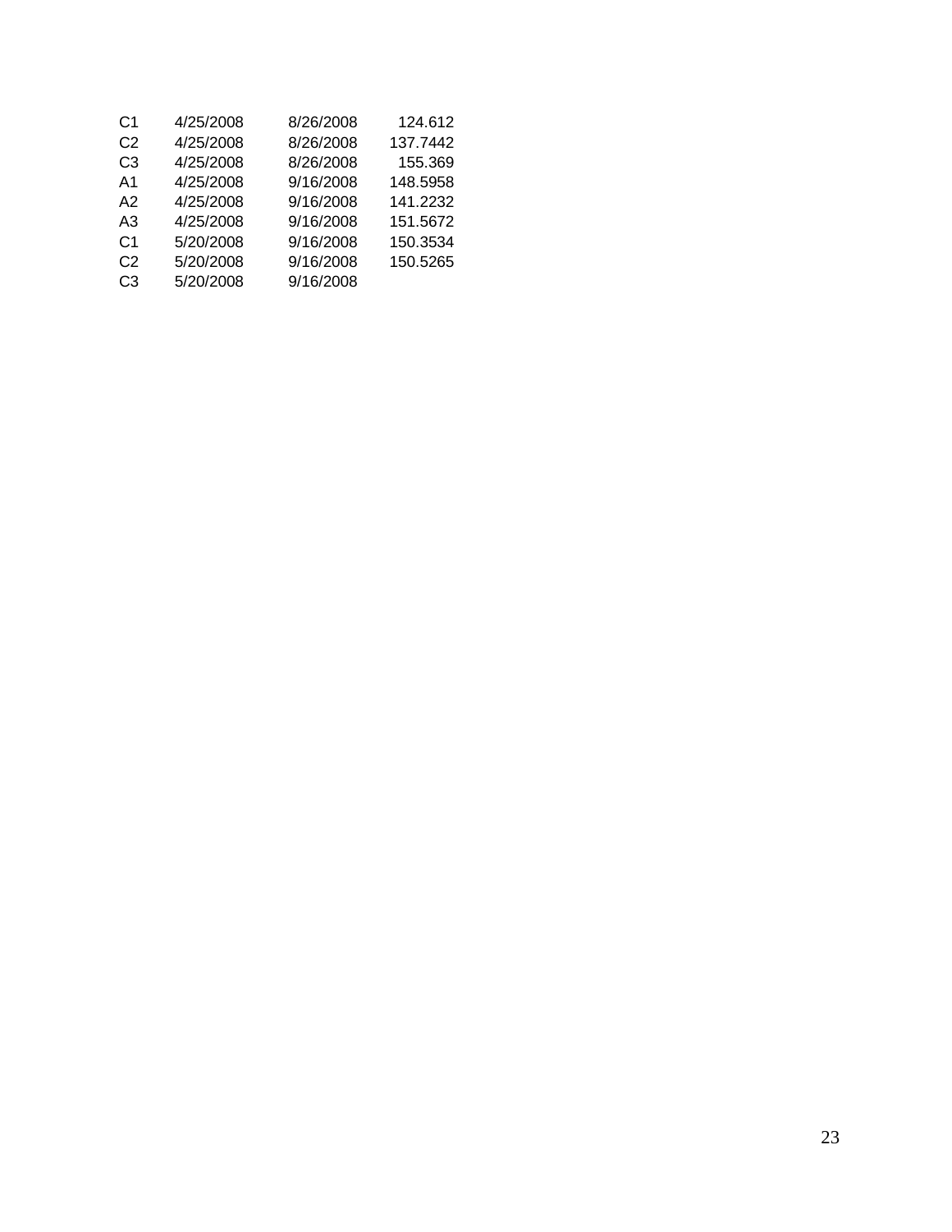| | | | |
|---|---|---|---|
| C1 | 4/25/2008 | 8/26/2008 | 124.612 |
| C2 | 4/25/2008 | 8/26/2008 | 137.7442 |
| C3 | 4/25/2008 | 8/26/2008 | 155.369 |
| A1 | 4/25/2008 | 9/16/2008 | 148.5958 |
| A2 | 4/25/2008 | 9/16/2008 | 141.2232 |
| A3 | 4/25/2008 | 9/16/2008 | 151.5672 |
| C1 | 5/20/2008 | 9/16/2008 | 150.3534 |
| C2 | 5/20/2008 | 9/16/2008 | 150.5265 |
| C3 | 5/20/2008 | 9/16/2008 | |